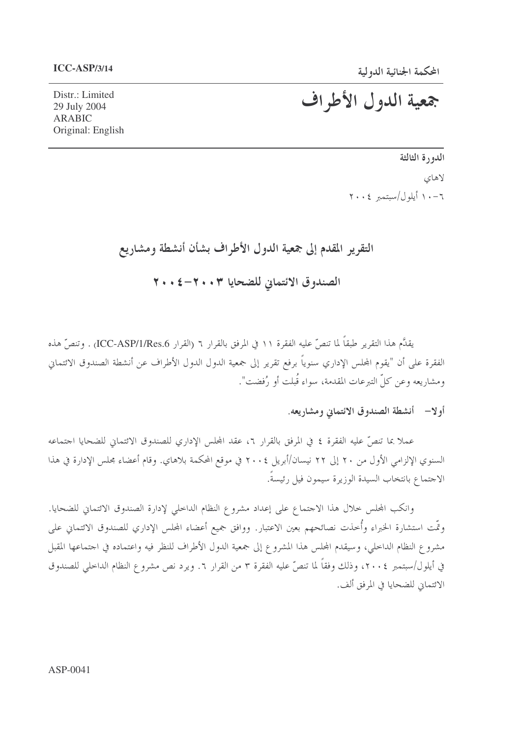ICC-ASP/3/14

المحكمة الجنائية الدولية

Distr.: Limited
29 July 2004
ARABIC
Original: English

# جمعية الدول الأطراف

**الدورة الثالثة**

لاهاي

٦-١٠ أيلول/سبتمبر ٢٠٠٤

## التقرير المقدم إلى جمعية الدول الأطراف بشأن أنشطة ومشاريع الصندوق الائتماني للضحايا ٢٠٠٣-٢٠٠٤

يقدَّم هذا التقرير طبقاً لما تنصّ عليه الفقرة ١١ في المرفق بالقرار ٦ (القرار ICC-ASP/1/Res.6) . وتنصّ هذه الفقرة على أن "يقوم المجلس الإداري سنوياً برفع تقرير إلى جمعية الدول الدول الأطراف عن أنشطة الصندوق الائتماني ومشاريعه وعن كلّ التبرعات المقدمة، سواء قُبلت أو رُفضت".

### أولا- أنشطة الصندوق الائتماني ومشاريعه.

عملا بما تنصّ عليه الفقرة ٤ في المرفق بالقرار ٦، عقد المجلس الإداري للصندوق الائتماني للضحايا اجتماعه السنوي الإلزامي الأول من ٢٠ إلى ٢٢ نيسان/أبريل ٢٠٠٤ في موقع المحكمة بلاهاي. وقام أعضاء مجلس الإدارة في هذا الاجتماع بانتخاب السيدة الوزيرة سيمون فيل رئيسةً.

وانكب المجلس خلال هذا الاجتماع على إعداد مشروع النظام الداخلي لإدارة الصندوق الائتماني للضحايا. وتّمت استشارة الخبراء وأُخذت نصائحهم بعين الاعتبار. ووافق جميع أعضاء المجلس الإداري للصندوق الائتماني على مشروع النظام الداخلي، وسيقدم المجلس هذا المشروع إلى جمعية الدول الأطراف للنظر فيه واعتماده في اجتماعها المقبل في أيلول/سبتمبر ٢٠٠٤، وذلك وفقاً لما تنصّ عليه الفقرة ٣ من القرار ٦. ويرد نص مشروع النظام الداخلي للصندوق الائتماني للضحايا في المرفق ألف.

ASP-0041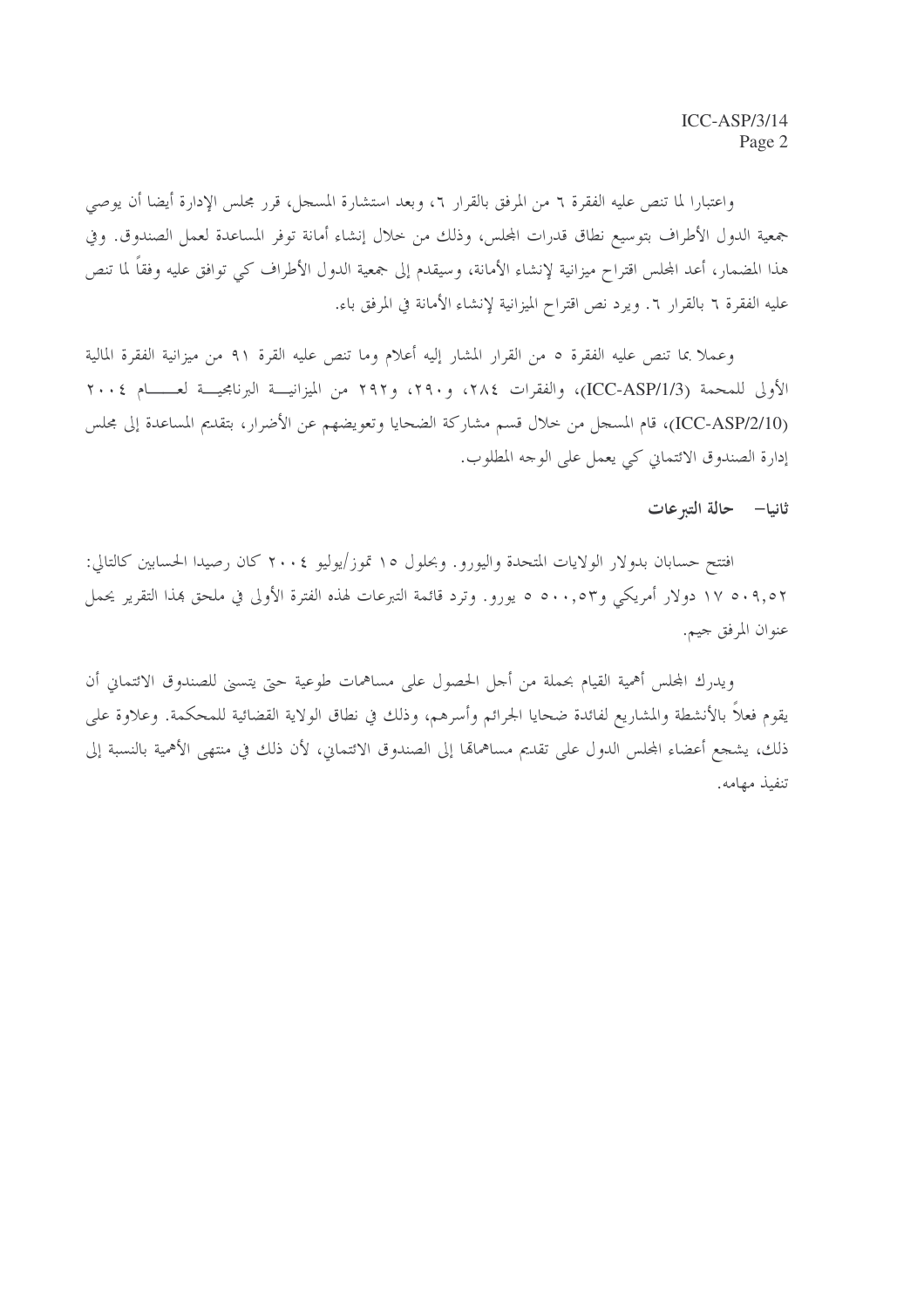واعتبارا لما تنص عليه الفقرة ٦ من المرفق بالقرار ٦، وبعد استشارة المسجل، قرر مجلس الإدارة أيضا أن يوصي جمعية الدول الأطراف بتوسيع نطاق قدرات المجلس، وذلك من خلال إنشاء أمانة توفر المساعدة لعمل الصندوق. وفي هذا المضمار، أعد المجلس اقتراح ميزانية لإنشاء الأمانة، وسيقدم إلى جمعية الدول الأطراف كي توافق عليه وفقاً لما تنص عليه الفقرة ٦ بالقرار ٦. ويرد نص اقتراح الميزانية لإنشاء الأمانة في المرفق باء.

وعملا بما تنص عليه الفقرة ٥ من القرار المشار إليه أعلاه وما تنص عليه القرة ٩١ من ميزانية الفقرة المالية الأولى للمحمة (ICC-ASP/1/3)، والفقرات ٢٨٤، و٢٩٠، و٢٩٢ من الميزانية البرنامجية لعام ٢٠٠٤ (ICC-ASP/2/10)، قام المسجل من خلال قسم مشاركة الضحايا وتعويضهم عن الأضرار، بتقديم المساعدة إلى مجلس إدارة الصندوق الائتماني كي يعمل على الوجه المطلوب.

## ثانيا- حالة التبرعات

افتتح حسابان بدولار الولايات المتحدة واليورو. وبحلول ١٥ تموز/يوليو ٢٠٠٤ كان رصيدا الحسابين كالتالي: ١٧ ٥٠٩,٥٢ دولار أمريكي و٥ ٥٠٠,٥٣ يورو. وترد قائمة التبرعات لهذه الفترة الأولى في ملحق بهذا التقرير يحمل عنوان المرفق جيم.

ويدرك المجلس أهمية القيام بحملة من أجل الحصول على مساهمات طوعية حتى يتسنى للصندوق الائتماني أن يقوم فعلاً بالأنشطة والمشاريع لفائدة ضحايا الجرائم وأسرهم، وذلك في نطاق الولاية القضائية للمحكمة. وعلاوة على ذلك، يشجع أعضاء المجلس الدول على تقديم مساهماتها إلى الصندوق الائتماني، لأن ذلك في منتهى الأهمية بالنسبة إلى تنفيذ مهامه.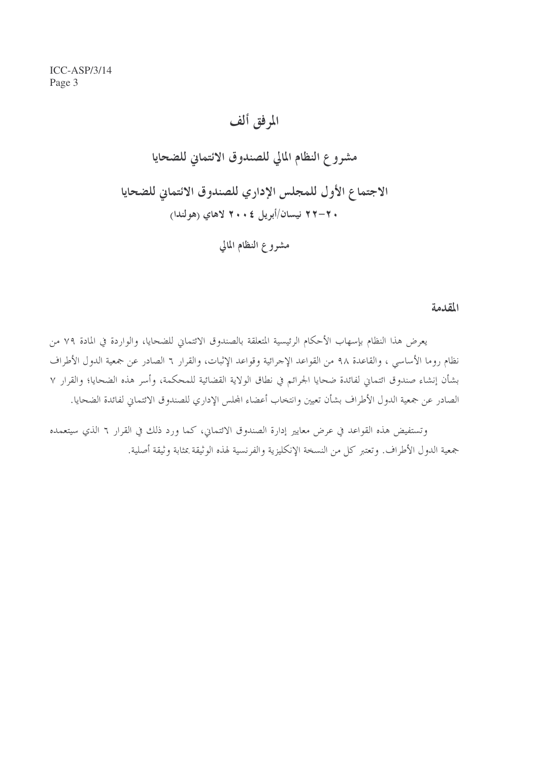# المرفق ألف

## مشروع النظام المالي للصندوق الائتماني للضحايا

## الاجتماع الأول للمجلس الإداري للصندوق الائتماني للضحايا

**٢٠-٢٢ نيسان/أبريل ٢٠٠٤ لاهاي (هولندا)**

### مشروع النظام المالي

**المقدمة**

يعرض هذا النظام بإسهاب الأحكام الرئيسية المتعلقة بالصندوق الائتماني للضحايا، والواردة في المادة ٧٩ من نظام روما الأساسي ، والقاعدة ٩٨ من القواعد الإجرائية وقواعد الإثبات، والقرار ٦ الصادر عن جمعية الدول الأطراف بشأن إنشاء صندوق ائتماني لفائدة ضحايا الجرائم في نطاق الولاية القضائية للمحكمة، وأسر هذه الضحايا؛ والقرار ٧ الصادر عن جمعية الدول الأطراف بشأن تعيين وانتخاب أعضاء المجلس الإداري للصندوق الائتماني لفائدة الضحايا.

وتستفيض هذه القواعد في عرض معايير إدارة الصندوق الائتماني، كما ورد ذلك في القرار ٦ الذي سيتعمده جمعية الدول الأطراف. وتعتبر كل من النسخة الإنكليزية والفرنسية لهذه الوثيقة بمثابة وثيقة أصلية.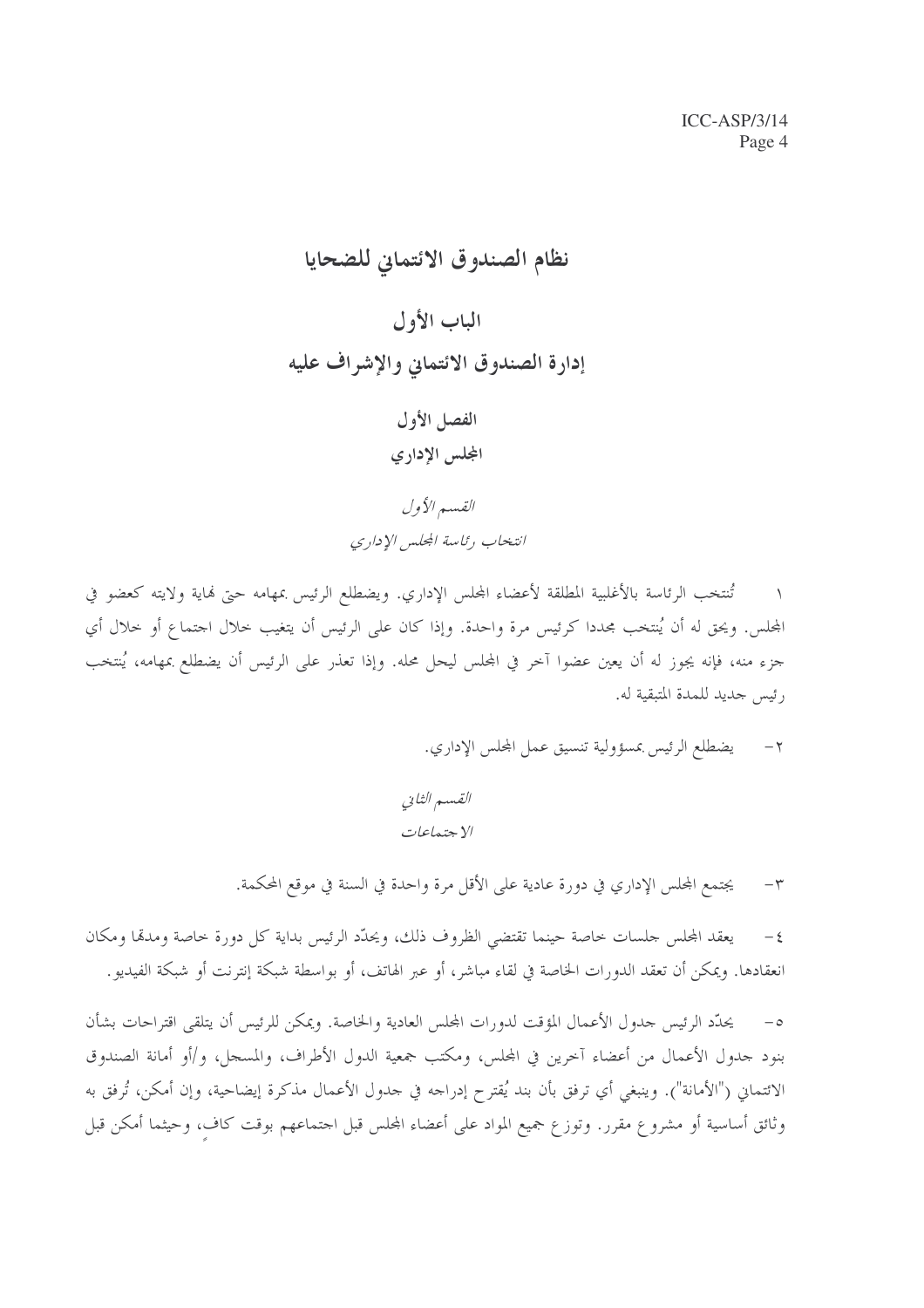# نظام الصندوق الائتماني للضحايا

## الباب الأول

## إدارة الصندوق الائتماني والإشراف عليه

### الفصل الأول

### المجلس الإداري

*القسم الأول*

*انتخاب رئاسة المجلس الإداري*

١ تُنتخب الرئاسة بالأغلبية المطلقة لأعضاء المجلس الإداري. ويضطلع الرئيس بمهامه حتى نهاية ولايته كعضو في المجلس. ويحق له أن يُنتخب مجددا كرئيس مرة واحدة. وإذا كان على الرئيس أن يتغيب خلال اجتماع أو خلال أي جزء منه، فإنه يجوز له أن يعين عضوا آخر في المجلس ليحل محله. وإذا تعذر على الرئيس أن يضطلع بمهامه، يُنتخب رئيس جديد للمدة المتبقية له.

٢- يضطلع الرئيس بمسؤولية تنسيق عمل المجلس الإداري.

*القسم الثاني*

*الاجتماعات*

٣- يجتمع المجلس الإداري في دورة عادية على الأقل مرة واحدة في السنة في موقع المحكمة.

٤- يعقد المجلس جلسات خاصة حينما تقتضي الظروف ذلك، ويحدّد الرئيس بداية كل دورة خاصة ومدتها ومكان انعقادها. ويمكن أن تعقد الدورات الخاصة في لقاء مباشر، أو عبر الهاتف، أو بواسطة شبكة إنترنت أو شبكة الفيديو.

٥- يحدّد الرئيس جدول الأعمال المؤقت لدورات المجلس العادية والخاصة. ويمكن للرئيس أن يتلقى اقتراحات بشأن بنود جدول الأعمال من أعضاء آخرين في المجلس، ومكتب جمعية الدول الأطراف، والمسجل، و/أو أمانة الصندوق الائتماني ("الأمانة"). وينبغي أي ترفق بأن بند يُقترح إدراجه في جدول الأعمال مذكرة إيضاحية، وإن أمكن، تُرفق به وثائق أساسية أو مشروع مقرر. وتوزع جميع المواد على أعضاء المجلس قبل اجتماعهم بوقت كافٍ، وحيثما أمكن قبل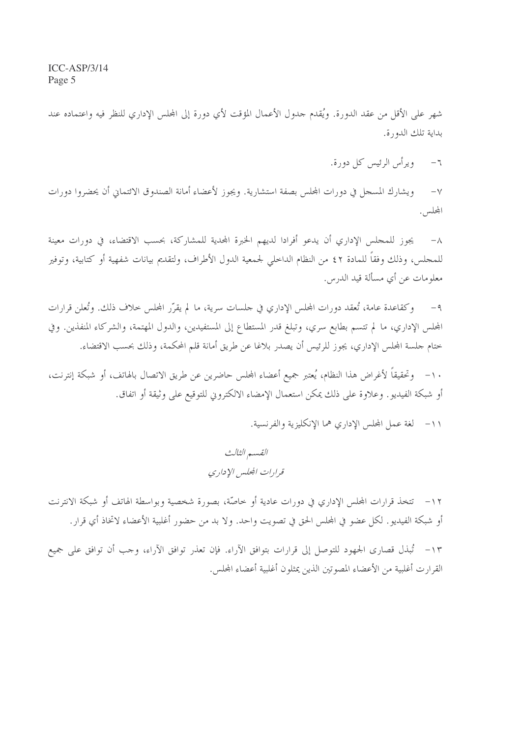شهر على الأقل من عقد الدورة. ويُقدم جدول الأعمال المؤقت لأي دورة إلى المجلس الإداري للنظر فيه واعتماده عند بداية تلك الدورة.

٦- ويرأس الرئيس كل دورة.

٧- ويشارك المسجل في دورات المجلس بصفة استشارية. ويجوز لأعضاء أمانة الصندوق الائتماني أن يحضروا دورات المجلس.

٨- يجوز للمجلس الإداري أن يدعو أفرادا لديهم الخبرة المجدية للمشاركة، بحسب الاقتضاء، في دورات معينة للمجلس، وذلك وفقاً للمادة ٤٢ من النظام الداخلي لجمعية الدول الأطراف، ولتقديم بيانات شفهية أو كتابية، وتوفير معلومات عن أي مسألة قيد الدرس.

٩- وكقاعدة عامة، تُعقد دورات المجلس الإداري في جلسات سرية، ما لم يقرّر المجلس خلاف ذلك. وتُعلن قرارات المجلس الإداري، ما لم تتسم بطابع سري، وتبلغ قدر المستطاع إلى المستفيدين، والدول المهتمة، والشركاء المنفذين. وفي ختام جلسة المجلس الإداري، يجوز للرئيس أن يصدر بلاغا عن طريق أمانة قلم المحكمة، وذلك بحسب الاقتضاء.

١٠- وتحقيقاً لأغراض هذا النظام، يُعتبر جميع أعضاء المجلس حاضرين عن طريق الاتصال بالهاتف، أو شبكة إنترنت، أو شبكة الفيديو. وعلاوة على ذلك يمكن استعمال الإمضاء الالكتروني للتوقيع على وثيقة أو اتفاق.

١١- لغة عمل المجلس الإداري هما الإنكليزية والفرنسية.

## *القسم الثالث*
## *قرارات المجلس الإداري*

١٢- تتخذ قرارات المجلس الإداري في دورات عادية أو خاصّة، بصورة شخصية وبواسطة الهاتف أو شبكة الانترنت أو شبكة الفيديو. لكل عضو في المجلس الحق في تصويت واحد. ولا بد من حضور أغلبية الأعضاء لاتخاذ أي قرار.

١٣- تُبذل قصارى الجهود للتوصل إلى قرارات بتوافق الآراء. فإن تعذر توافق الآراء، وجب أن توافق على جميع القرارت أغلبية من الأعضاء المصوتين الذين يمثلون أغلبية أعضاء المجلس.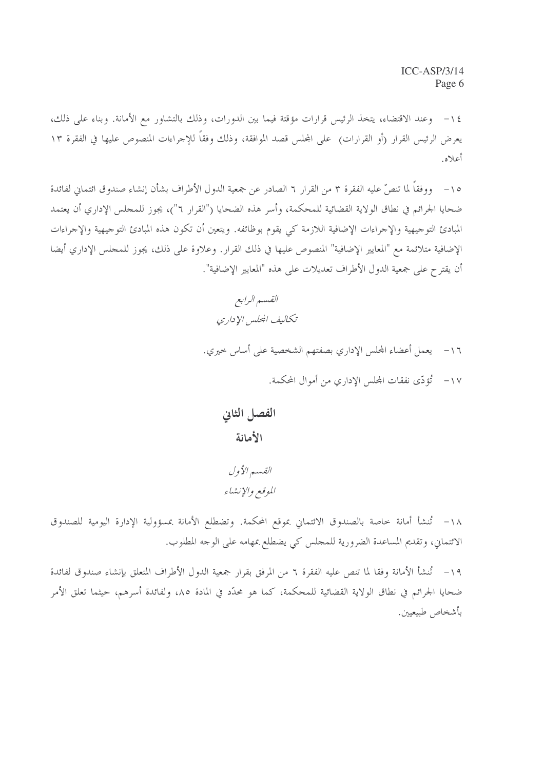١٤- وعند الاقتضاء، يتخذ الرئيس قرارات مؤقتة فيما بين الدورات، وذلك بالتشاور مع الأمانة. وبناء على ذلك، يعرض الرئيس القرار (أو القرارات) على المجلس قصد الموافقة، وذلك وفقاً للإجراءات المنصوص عليها في الفقرة ١٣ أعلاه.

١٥- ووفقاً لما تنصّ عليه الفقرة ٣ من القرار ٦ الصادر عن جمعية الدول الأطراف بشأن إنشاء صندوق ائتماني لفائدة ضحايا الجرائم في نطاق الولاية القضائية للمحكمة، وأسر هذه الضحايا ("القرار ٦")، يجوز للمجلس الإداري أن يعتمد المبادئ التوجيهية والإجراءات الإضافية اللازمة كي يقوم بوظائفه. ويتعين أن تكون هذه المبادئ التوجيهية والإجراءات الإضافية متلائمة مع "المعايير الإضافية" المنصوص عليها في ذلك القرار. وعلاوة على ذلك، يجوز للمجلس الإداري أيضا أن يقترح على جمعية الدول الأطراف تعديلات على هذه "المعايير الإضافية".

*القسم الرابع*

*تكاليف المجلس الإداري*

١٦- يعمل أعضاء المجلس الإداري بصفتهم الشخصية على أساس خيري.

١٧- تُؤدّى نفقات المجلس الإداري من أموال المحكمة.

# الفصل الثاني

# الأمانة

*القسم الأول*

*الموقع والإنشاء*

١٨- تُنشأ أمانة خاصة بالصندوق الائتماني بموقع المحكمة. وتضطلع الأمانة بمسؤولية الإدارة اليومية للصندوق الائتماني، وتقديم المساعدة الضرورية للمجلس كي يضطلع بمهامه على الوجه المطلوب.

١٩- تُنشأ الأمانة وفقا لما تنص عليه الفقرة ٦ من المرفق بقرار جمعية الدول الأطراف المتعلق بإنشاء صندوق لفائدة ضحايا الجرائم في نطاق الولاية القضائية للمحكمة، كما هو محدّد في المادة ٨٥، ولفائدة أسرهم، حيثما تعلق الأمر بأشخاص طبيعيين.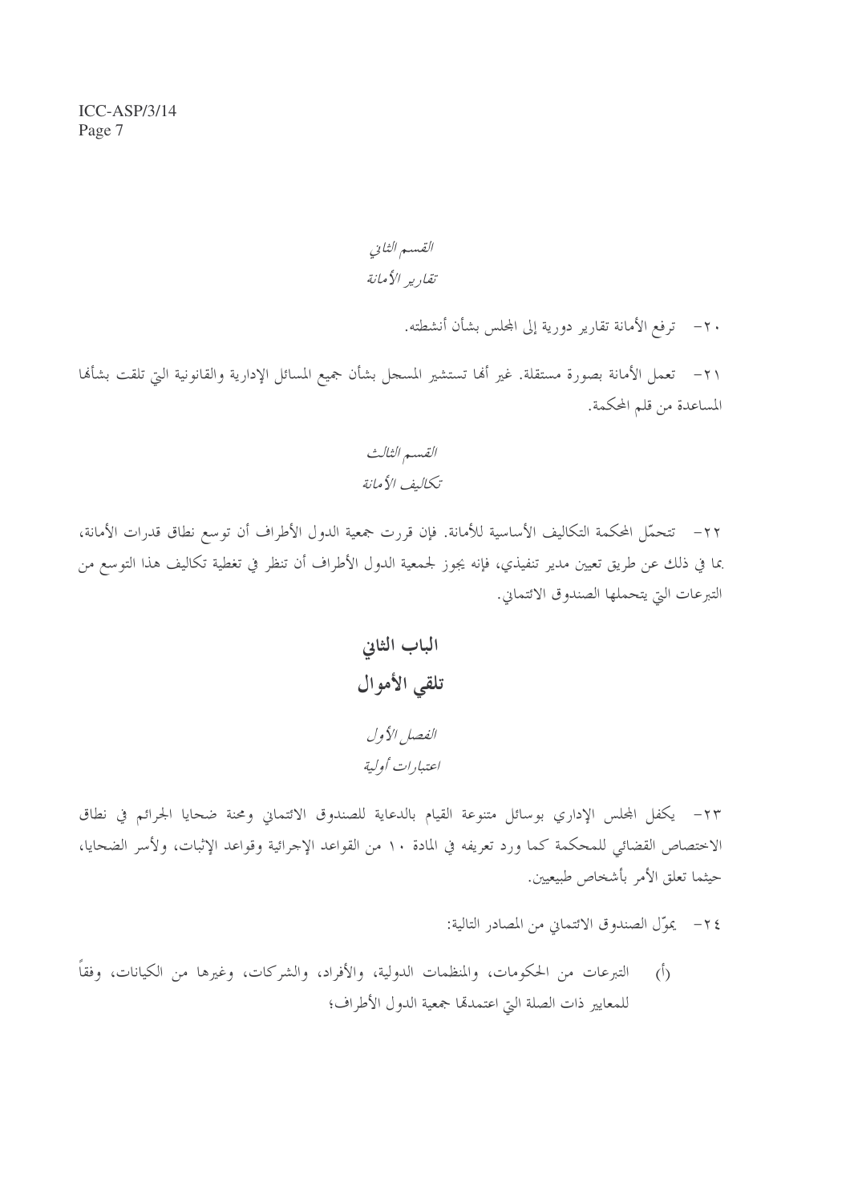*القسم الثاني*

*تقارير الأمانة*

٢٠- ترفع الأمانة تقارير دورية إلى المجلس بشأن أنشطته.

٢١- تعمل الأمانة بصورة مستقلة. غير أنها تستشير المسجل بشأن جميع المسائل الإدارية والقانونية التي تلقت بشأنها المساعدة من قلم المحكمة.

*القسم الثالث*

*تكاليف الأمانة*

٢٢- تتحمّل المحكمة التكاليف الأساسية للأمانة. فإن قررت جمعية الدول الأطراف أن توسع نطاق قدرات الأمانة، بما في ذلك عن طريق تعيين مدير تنفيذي، فإنه يجوز لجمعية الدول الأطراف أن تنظر في تغطية تكاليف هذا التوسع من التبرعات التي يتحملها الصندوق الائتماني.

## الباب الثاني
## تلقي الأموال

*الفصل الأول*

*اعتبارات أولية*

٢٣- يكفل المجلس الإداري بوسائل متنوعة القيام بالدعاية للصندوق الائتماني ومحنة ضحايا الجرائم في نطاق الاختصاص القضائي للمحكمة كما ورد تعريفه في المادة ١٠ من القواعد الإجرائية وقواعد الإثبات، ولأسر الضحايا، حيثما تعلق الأمر بأشخاص طبيعيين.

٢٤- يموّل الصندوق الائتماني من المصادر التالية:

(أ) التبرعات من الحكومات، والمنظمات الدولية، والأفراد، والشركات، وغيرها من الكيانات، وفقاً للمعايير ذات الصلة التي اعتمدتها جمعية الدول الأطراف؛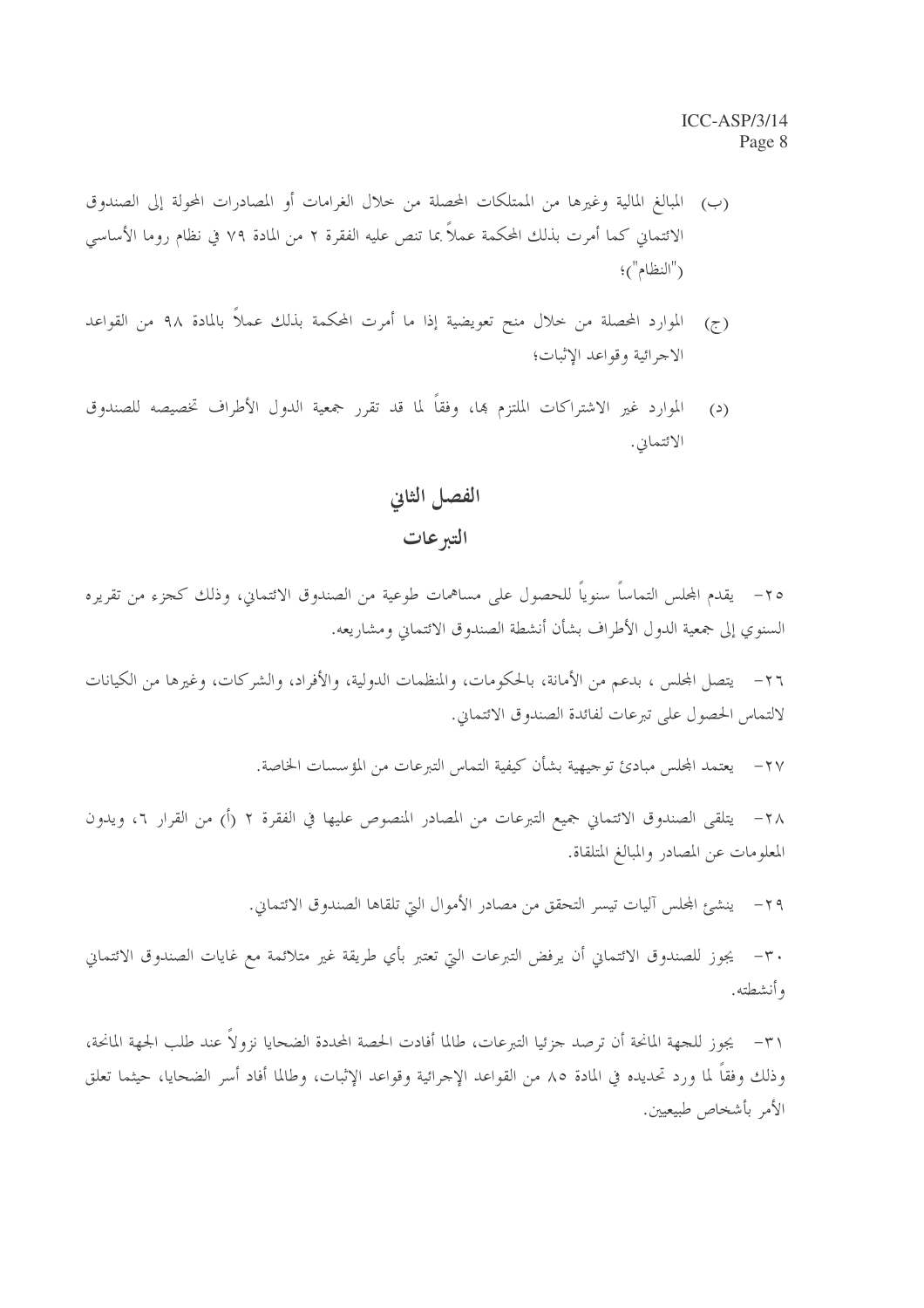(ب) المبالغ المالية وغيرها من الممتلكات المحصلة من خلال الغرامات أو المصادرات المحولة إلى الصندوق الائتماني كما أمرت بذلك المحكمة عملاً بما تنص عليه الفقرة ٢ من المادة ٧٩ في نظام روما الأساسي ("النظام")؛

(ج) الموارد المحصلة من خلال منح تعويضية إذا ما أمرت المحكمة بذلك عملاً بالمادة ٩٨ من القواعد الاجرائية وقواعد الإثبات؛

(د) الموارد غير الاشتراكات الملتزم بها، وفقاً لما قد تقرر جمعية الدول الأطراف تخصيصه للصندوق الائتماني.

# الفصل الثاني
## التبرعات

٢٥- يقدم المجلس التماساً سنوياً للحصول على مساهمات طوعية من الصندوق الائتماني، وذلك كجزء من تقريره السنوي إلى جمعية الدول الأطراف بشأن أنشطة الصندوق الائتماني ومشاريعه.

٢٦- يتصل المجلس ، بدعم من الأمانة، بالحكومات، والمنظمات الدولية، والأفراد، والشركات، وغيرها من الكيانات لالتماس الحصول على تبرعات لفائدة الصندوق الائتماني.

٢٧- يعتمد المجلس مبادئ توجيهية بشأن كيفية التماس التبرعات من المؤسسات الخاصة.

٢٨- يتلقى الصندوق الائتماني جميع التبرعات من المصادر المنصوص عليها في الفقرة ٢ (أ) من القرار ٦، ويدون المعلومات عن المصادر والمبالغ المتلقاة.

٢٩- ينشئ المجلس آليات تيسر التحقق من مصادر الأموال التي تلقاها الصندوق الائتماني.

٣٠- يجوز للصندوق الائتماني أن يرفض التبرعات التي تعتبر بأي طريقة غير متلائمة مع غايات الصندوق الائتماني وأنشطته.

٣١- يجوز للجهة المانحة أن ترصد جزئيا التبرعات، طالما أفادت الحصة المحددة الضحايا نزولاً عند طلب الجهة المانحة، وذلك وفقاً لما ورد تحديده في المادة ٨٥ من القواعد الإجرائية وقواعد الإثبات، وطالما أفاد أسر الضحايا، حيثما تعلق الأمر بأشخاص طبيعيين.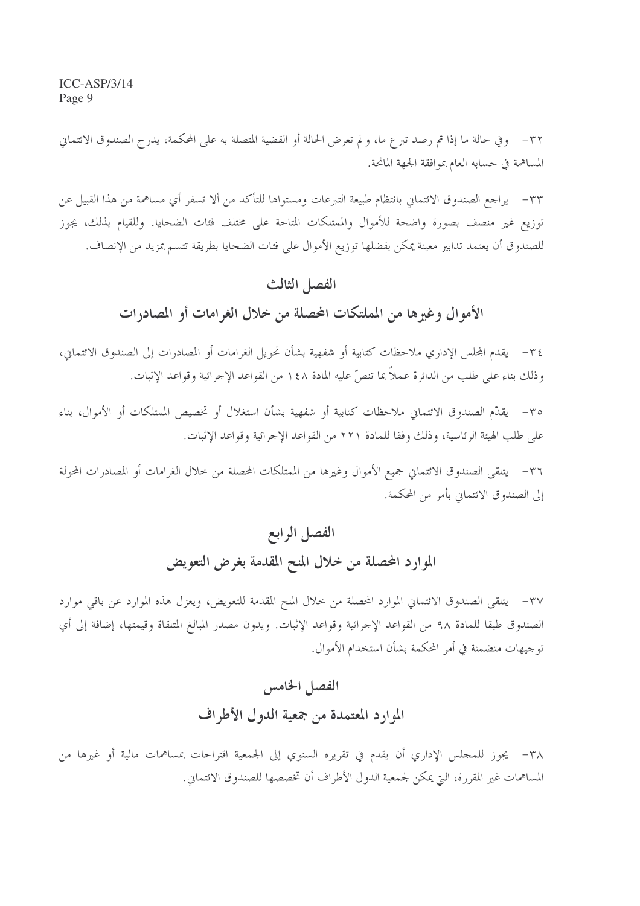٣٢- وفي حالة ما إذا تم رصد تبرع ما، ولم تعرض الحالة أو القضية المتصلة به على المحكمة، يدرج الصندوق الائتماني المساهمة في حسابه العام بموافقة الجهة المانحة.

٣٣- يراجع الصندوق الائتماني بانتظام طبيعة التبرعات ومستواها للتأكد من ألا تسفر أي مساهمة من هذا القبيل عن توزيع غير منصف بصورة واضحة للأموال والممتلكات المتاحة على مختلف فئات الضحايا. وللقيام بذلك، يجوز للصندوق أن يعتمد تدابير معينة يمكن بفضلها توزيع الأموال على فئات الضحايا بطريقة تتسم بمزيد من الإنصاف.

## الفصل الثالث

## الأموال وغيرها من الملتكات المحصلة من خلال الغرامات أو المصادرات

٣٤- يقدم المجلس الإداري ملاحظات كتابية أو شفهية بشأن تحويل الغرامات أو المصادرات إلى الصندوق الائتماني، وذلك بناء على طلب من الدائرة عملاً بما تنصّ عليه المادة ١٤٨ من القواعد الإجرائية وقواعد الإثبات.

٣٥- يقدّم الصندوق الائتماني ملاحظات كتابية أو شفهية بشأن استغلال أو تخصيص الممتلكات أو الأموال، بناء على طلب الهيئة الرئاسية، وذلك وفقا للمادة ٢٢١ من القواعد الإجرائية وقواعد الإثبات.

٣٦- يتلقى الصندوق الائتماني جميع الأموال وغيرها من الممتلكات المحصلة من خلال الغرامات أو المصادرات المحولة إلى الصندوق الائتماني بأمر من المحكمة.

## الفصل الرابع

## الموارد المحصلة من خلال المنح المقدمة بغرض التعويض

٣٧- يتلقى الصندوق الائتماني الموارد المحصلة من خلال المنح المقدمة للتعويض، ويعزل هذه الموارد عن باقي موارد الصندوق طبقا للمادة ٩٨ من القواعد الإجرائية وقواعد الإثبات. ويدون مصدر المبالغ المتلقاة وقيمتها، إضافة إلى أي توجيهات متضمنة في أمر المحكمة بشأن استخدام الأموال.

## الفصل الخامس

## الموارد المعتمدة من جمعية الدول الأطراف

٣٨- يجوز للمجلس الإداري أن يقدم في تقريره السنوي إلى الجمعية اقتراحات بمساهمات مالية أو غيرها من المساهمات غير المقررة، التي يمكن لجمعية الدول الأطراف أن تخصصها للصندوق الائتماني.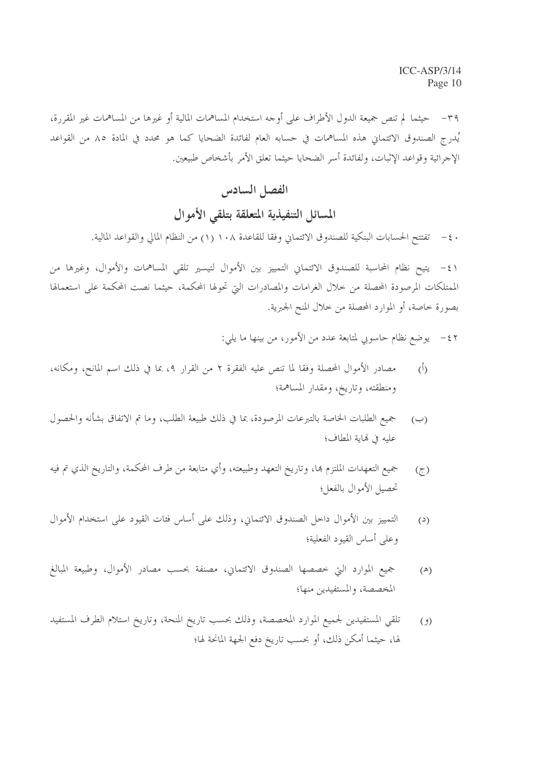٣٩- حيثما لم تنص جميعة الدول الأطراف على أوجه استخدام المساهمات المالية أو غيرها من المساهمات غير المقررة، يُدرج الصندوق الائتماني هذه المساهمات في حسابه العام لفائدة الضحايا كما هو محدد في المادة ٨٥ من القواعد الإجرائية وقواعد الإثبات، ولفائدة أسر الضحايا حيثما تعلق الأمر بأشخاص طبيعيين.

## الفصل السادس

## المسائل التنفيذية المتعلقة بتلقي الأموال

٤٠- تفتتح الحسابات البنكية للصندوق الائتماني وفقا للقاعدة ١٠٨ (١) من النظام المالي والقواعد المالية.

٤١- يتيح نظام المحاسبة للصندوق الائتماني التمييز بين الأموال لتيسير تلقي المساهمات والأموال، وغيرها من الممتلكات المرصودة المحصلة من خلال الغرامات والمصادرات التي تحولها المحكمة، حيثما نصت المحكمة على استعمالها بصورة خاصة، أو الموارد المحصلة من خلال المنح الجبرية.

٤٢- يوضع نظام حاسوبي لمتابعة عدد من الأمور، من بينها ما يلي:

(أ) مصادر الأموال المحصلة وفقا لما تنص عليه الفقرة ٢ من القرار ٩، بما في ذلك اسم المانح، ومكانه، ومنطقته، وتاريخ، ومقدار المساهمة؛

(ب) جميع الطلبات الخاصة بالتبرعات المرصودة، بما في ذلك طبيعة الطلب، وما تم الاتفاق بشأنه والحصول عليه في نهاية المطاف؛

(ج) جميع التعهدات الملتزم بها، وتاريخ التعهد وطبيعته، وأي متابعة من طرف المحكمة، والتاريخ الذي تم فيه تحصيل الأموال بالفعل؛

(د) التمييز بين الأموال داخل الصندوق الائتماني، وذلك على أساس فئات القيود على استخدام الأموال وعلى أساس القيود الفعلية؛

(هـ) جميع الموارد التي خصصها الصندوق الائتماني، مصنفة بحسب مصادر الأموال، وطبيعة المبالغ المخصصة، والمستفيدين منها؛

(و) تلقي المستفيدين لجميع الموارد المخصصة، وذلك بحسب تاريخ المنحة، وتاريخ استلام الطرف المستفيد لها، حيثما أمكن ذلك، أو بحسب تاريخ دفع الجهة المانحة لها؛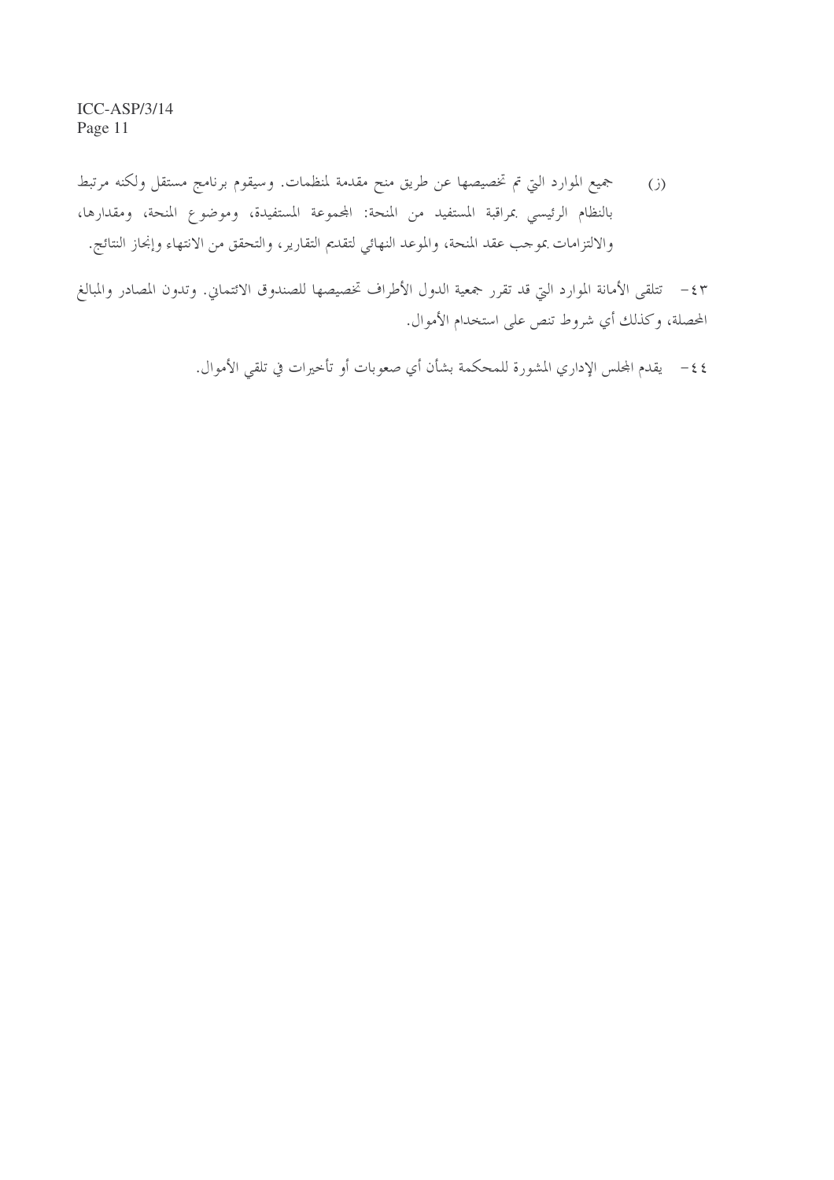(ز) جميع الموارد التي تم تخصيصها عن طريق منح مقدمة لمنظمات. وسيقوم برنامج مستقل ولكنه مرتبط بالنظام الرئيسي بمراقبة المستفيد من المنحة: المجموعة المستفيدة، وموضوع المنحة، ومقدارها، والالتزامات بموجب عقد المنحة، والموعد النهائي لتقديم التقارير، والتحقق من الانتهاء وإنجاز النتائج.

٤٣- تتلقى الأمانة الموارد التي قد تقرر جمعية الدول الأطراف تخصيصها للصندوق الائتماني. وتدون المصادر والمبالغ المحصلة، وكذلك أي شروط تنص على استخدام الأموال.

٤٤- يقدم المجلس الإداري المشورة للمحكمة بشأن أي صعوبات أو تأخيرات في تلقي الأموال.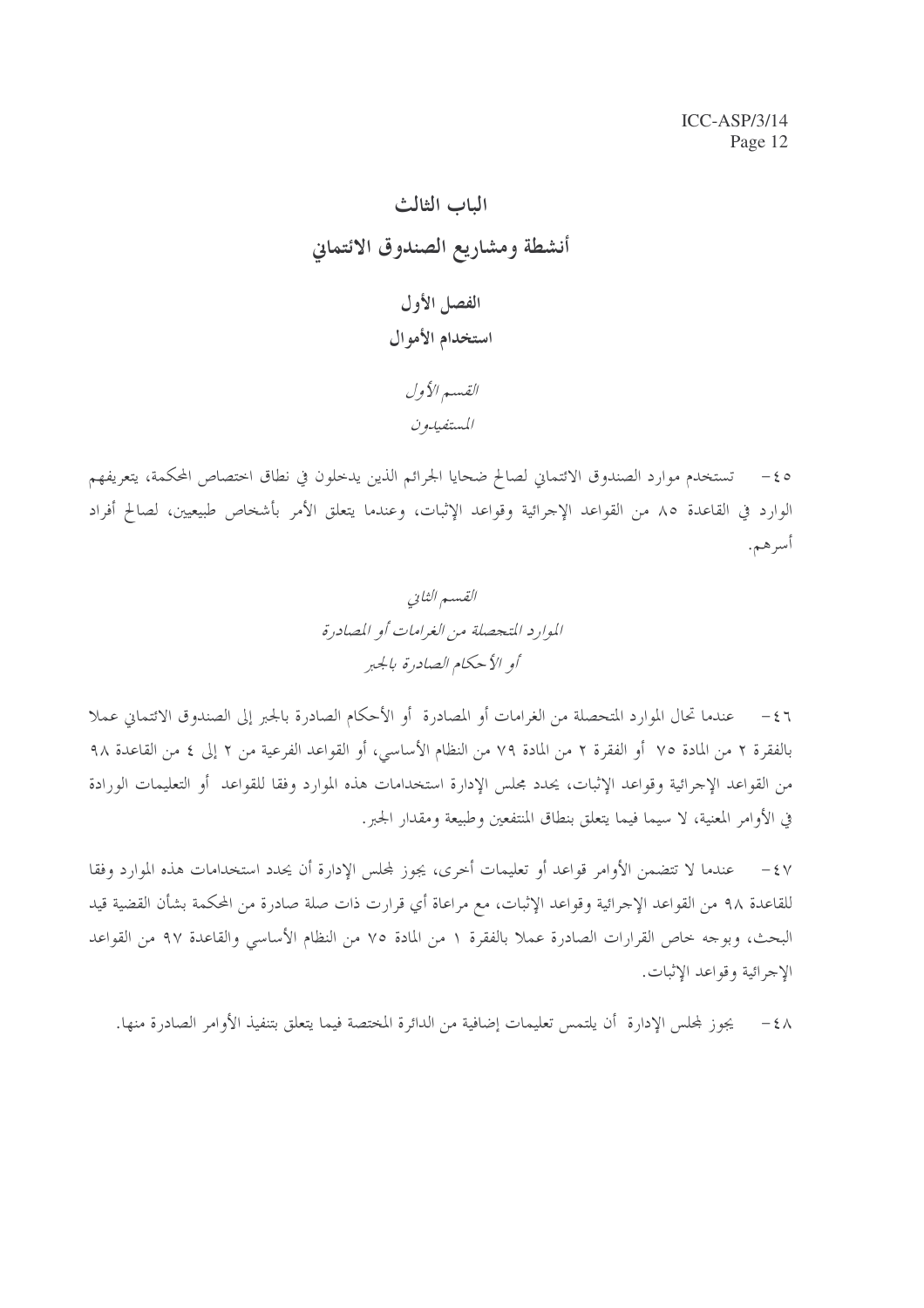# الباب الثالث

# أنشطة ومشاريع الصندوق الائتماني

## الفصل الأول

## استخدام الأموال

### *القسم الأول*

### *المستفيدون*

٤٥- تستخدم موارد الصندوق الائتماني لصالح ضحايا الجرائم الذين يدخلون في نطاق اختصاص المحكمة، بتعريفهم الوارد في القاعدة ٨٥ من القواعد الإجرائية وقواعد الإثبات، وعندما يتعلق الأمر بأشخاص طبيعيين، لصالح أفراد أسرهم.

### *القسم الثاني*

### *الموارد المتحصلة من الغرامات أو المصادرة أو الأحكام الصادرة بالجبر*

٤٦- عندما تحال الموارد المتحصلة من الغرامات أو المصادرة أو الأحكام الصادرة بالجبر إلى الصندوق الائتماني عملا بالفقرة ٢ من المادة ٧٥ أو الفقرة ٢ من المادة ٧٩ من النظام الأساسي، أو القواعد الفرعية من ٢ إلى ٤ من القاعدة ٩٨ من القواعد الإجرائية وقواعد الإثبات، يحدد مجلس الإدارة استخدامات هذه الموارد وفقا للقواعد أو التعليمات الورادة في الأوامر المعنية، لا سيما فيما يتعلق بنطاق المنتفعين وطبيعة ومقدار الجبر.

٤٧- عندما لا تتضمن الأوامر قواعد أو تعليمات أخرى، يجوز لمجلس الإدارة أن يحدد استخدامات هذه الموارد وفقا للقاعدة ٩٨ من القواعد الإجرائية وقواعد الإثبات، مع مراعاة أي قرارت ذات صلة صادرة من المحكمة بشأن القضية قيد البحث، وبوجه خاص القرارات الصادرة عملا بالفقرة ١ من المادة ٧٥ من النظام الأساسي والقاعدة ٩٧ من القواعد الإجرائية وقواعد الإثبات.

٤٨- يجوز لمجلس الإدارة أن يلتمس تعليمات إضافية من الدائرة المختصة فيما يتعلق بتنفيذ الأوامر الصادرة منها.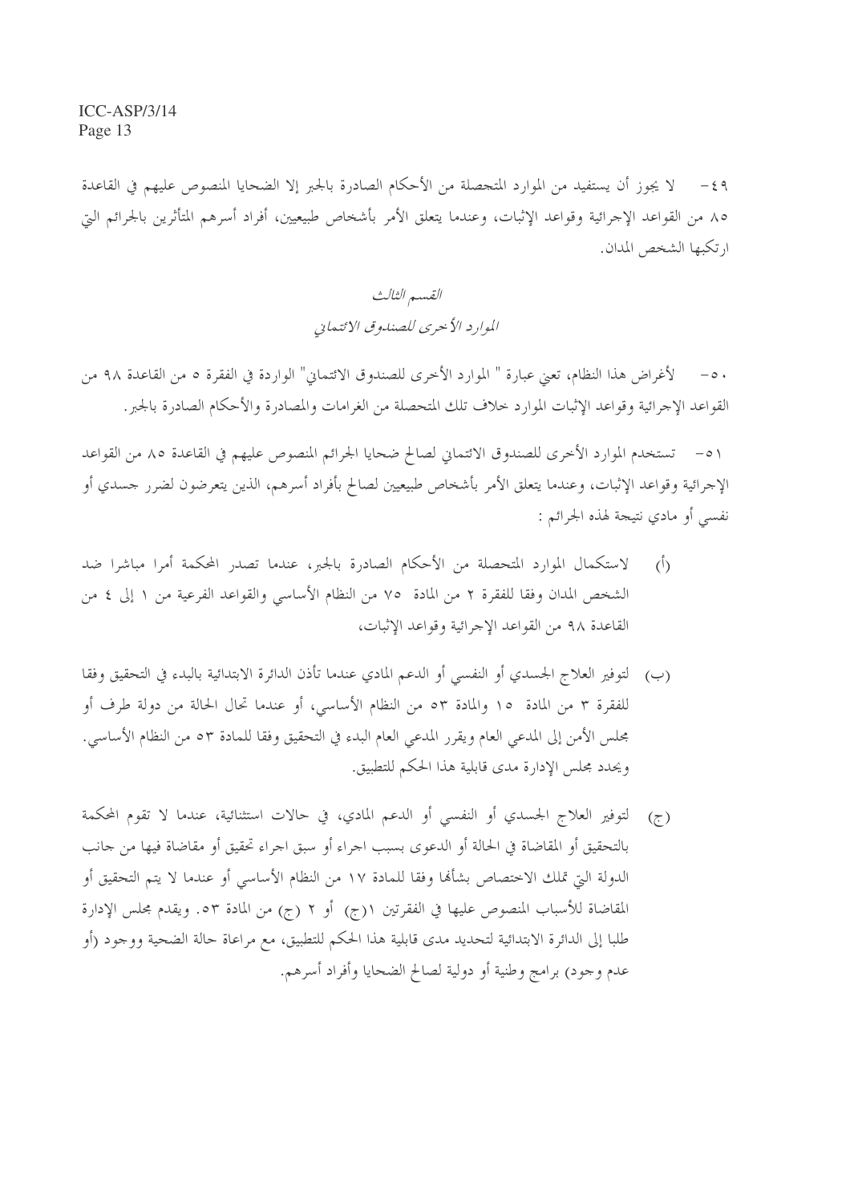٤٩- لا يجوز أن يستفيد من الموارد المتحصلة من الأحكام الصادرة بالجبر إلا الضحايا المنصوص عليهم في القاعدة ٨٥ من القواعد الإجرائية وقواعد الإثبات، وعندما يتعلق الأمر بأشخاص طبيعيين، أفراد أسرهم المتأثرين بالجرائم التي ارتكبها الشخص المدان.

## *القسم الثالث*

## *الموارد الأخرى للصندوق الائتماني*

٥٠- لأغراض هذا النظام، تعني عبارة " الموارد الأخرى للصندوق الائتماني" الواردة في الفقرة ٥ من القاعدة ٩٨ من القواعد الإجرائية وقواعد الإثبات الموارد خلاف تلك المتحصلة من الغرامات والمصادرة والأحكام الصادرة بالجبر.

٥١- تستخدم الموارد الأخرى للصندوق الائتماني لصالح ضحايا الجرائم المنصوص عليهم في القاعدة ٨٥ من القواعد الإجرائية وقواعد الإثبات، وعندما يتعلق الأمر بأشخاص طبيعيين لصالح بأفراد أسرهم، الذين يتعرضون لضرر جسدي أو نفسي أو مادي نتيجة لهذه الجرائم :

(أ) لاستكمال الموارد المتحصلة من الأحكام الصادرة بالجبر، عندما تصدر المحكمة أمرا مباشرا ضد الشخص المدان وفقا للفقرة ٢ من المادة ٧٥ من النظام الأساسي والقواعد الفرعية من ١ إلى ٤ من القاعدة ٩٨ من القواعد الإجرائية وقواعد الإثبات،

(ب) لتوفير العلاج الجسدي أو النفسي أو الدعم المادي عندما تأذن الدائرة الابتدائية بالبدء في التحقيق وفقا للفقرة ٣ من المادة ١٥ والمادة ٥٣ من النظام الأساسي، أو عندما تحال الحالة من دولة طرف أو مجلس الأمن إلى المدعي العام ويقرر المدعي العام البدء في التحقيق وفقا للمادة ٥٣ من النظام الأساسي. ويحدد مجلس الإدارة مدى قابلية هذا الحكم للتطبيق.

(ج) لتوفير العلاج الجسدي أو النفسي أو الدعم المادي، في حالات استثنائية، عندما لا تقوم المحكمة بالتحقيق أو المقاضاة في الحالة أو الدعوى بسبب اجراء أو سبق اجراء تحقيق أو مقاضاة فيها من جانب الدولة التي تملك الاختصاص بشأنها وفقا للمادة ١٧ من النظام الأساسي أو عندما لا يتم التحقيق أو المقاضاة للأسباب المنصوص عليها في الفقرتين ١(ج) أو ٢ (ج) من المادة ٥٣. ويقدم مجلس الإدارة طلبا إلى الدائرة الابتدائية لتحديد مدى قابلية هذا الحكم للتطبيق، مع مراعاة حالة الضحية ووجود (أو عدم وجود) برامج وطنية أو دولية لصالح الضحايا وأفراد أسرهم.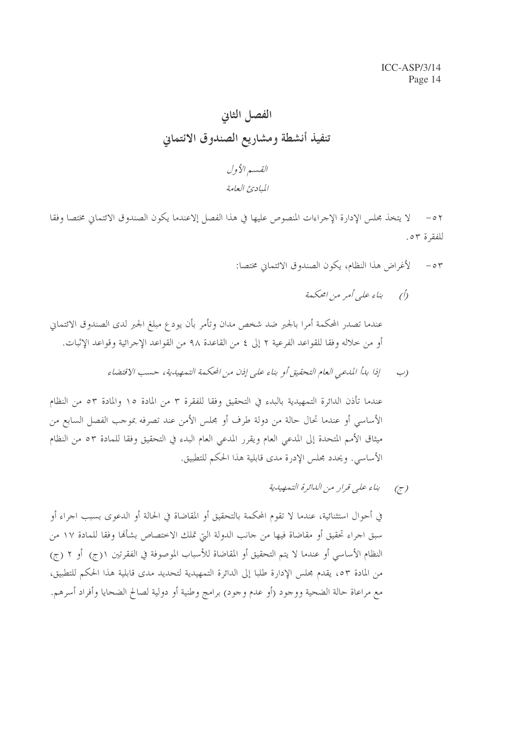# الفصل الثاني

# تنفيذ أنشطة ومشاريع الصندوق الائتماني

## *القسم الأول*

## *المبادئ العامة*

٥٢ – لا يتخذ مجلس الإدارة الإجراءات المنصوص عليها في هذا الفصل إلاعندما يكون الصندوق الائتماني مختصا وفقا للفقرة ٥٣.

٥٣ – لأغراض هذا النظام، يكون الصندوق الائتماني مختصا:

(أ) *بناء على أمر من المحكمة*

عندما تصدر المحكمة أمرا بالجبر ضد شخص مدان وتأمر بأن يودع مبلغ الجبر لدى الصندوق الائتماني أو من خلاله وفقا للقواعد الفرعية ٢ إلى ٤ من القاعدة ٩٨ من القواعد الإجرائية وقواعد الإثبات.

(ب) *إذا بدأ المدعي العام التحقيق أو بناء على إذن من المحكمة التمهيدية، حسب الاقتضاء*

عندما تأذن الدائرة التمهيدية بالبدء في التحقيق وفقا للفقرة ٣ من المادة ١٥ والمادة ٥٣ من النظام الأساسي أو عندما تحال حالة من دولة طرف أو مجلس الأمن عند تصرفه بموجب الفصل السابع من ميثاق الأمم المتحدة إلى المدعي العام ويقرر المدعي العام البدء في التحقيق وفقا للمادة ٥٣ من النظام الأساسي. ويحدد مجلس الإدرة مدى قابلية هذا الحكم للتطبيق.

(ج) *بناء على قرار من الدائرة التمهيدية*

في أحوال استثنائية، عندما لا تقوم المحكمة بالتحقيق أو المقاضاة في الحالة أو الدعوى بسبب اجراء أو سبق اجراء تحقيق أو مقاضاة فيها من جانب الدولة التي تملك الاختصاص بشأنها وفقا للمادة ١٧ من النظام الأساسي أو عندما لا يتم التحقيق أو المقاضاة للأسباب الموصوفة في الفقرتين ١(ج) أو ٢ (ج) من المادة ٥٣، يقدم مجلس الإدارة طلبا إلى الدائرة التمهيدية لتحديد مدى قابلية هذا الحكم للتطبيق، مع مراعاة حالة الضحية ووجود (أو عدم وجود) برامج وطنية أو دولية لصالح الضحايا وأفراد أسرهم.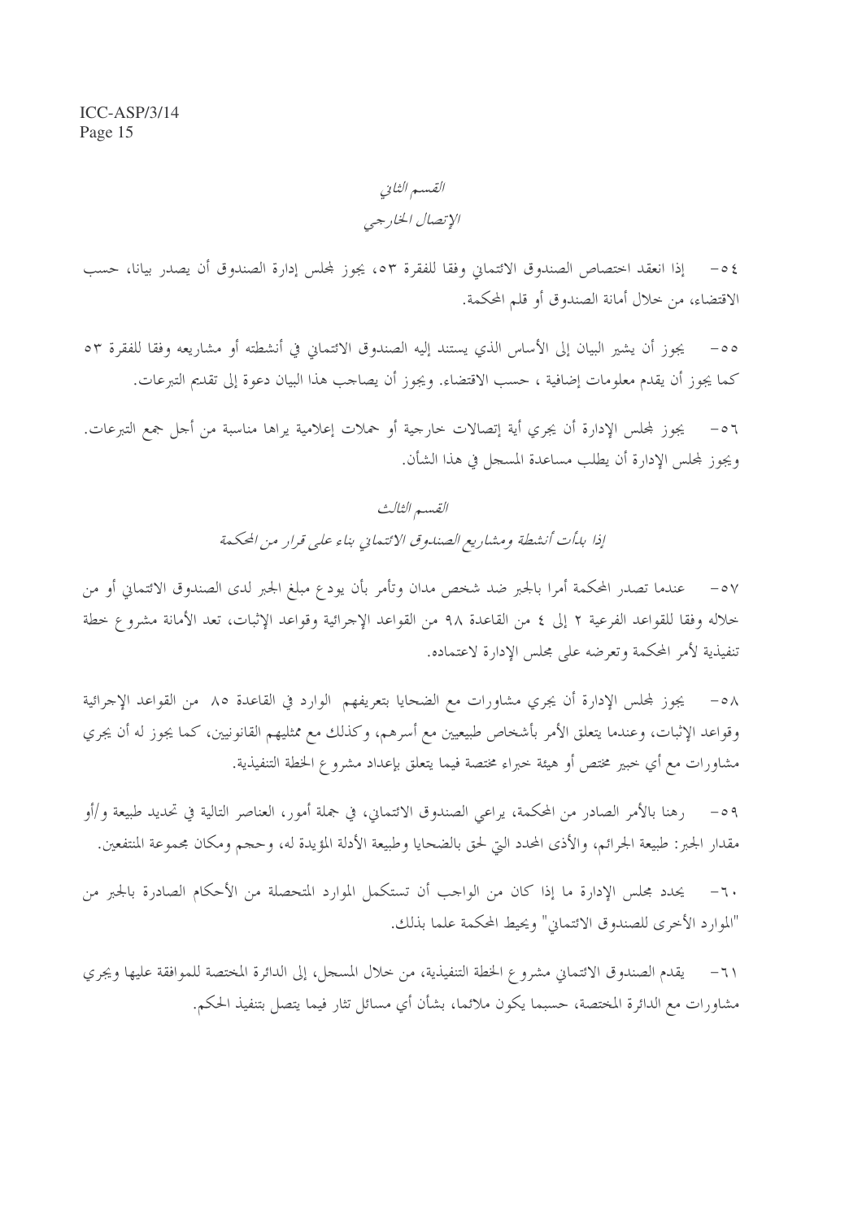## *القسم الثاني*

## *الإتصال الخارجي*

٥٤- إذا انعقد اختصاص الصندوق الائتماني وفقا للفقرة ٥٣، يجوز لمجلس إدارة الصندوق أن يصدر بيانا، حسب الاقتضاء، من خلال أمانة الصندوق أو قلم المحكمة.

٥٥- يجوز أن يشير البيان إلى الأساس الذي يستند إليه الصندوق الائتماني في أنشطته أو مشاريعه وفقا للفقرة ٥٣ كما يجوز أن يقدم معلومات إضافية ، حسب الاقتضاء. ويجوز أن يصاحب هذا البيان دعوة إلى تقديم التبرعات.

٥٦- يجوز لمجلس الإدارة أن يجري أية إتصالات خارجية أو حملات إعلامية يراها مناسبة من أجل جمع التبرعات. ويجوز لمجلس الإدارة أن يطلب مساعدة المسجل في هذا الشأن.

## *القسم الثالث*

## *إذا بدأت أنشطة ومشاريع الصندوق الائتماني بناء على قرار من المحكمة*

٥٧- عندما تصدر المحكمة أمرا بالجبر ضد شخص مدان وتأمر بأن يودع مبلغ الجبر لدى الصندوق الائتماني أو من خلاله وفقا للقواعد الفرعية ٢ إلى ٤ من القاعدة ٩٨ من القواعد الإجرائية وقواعد الإثبات، تعد الأمانة مشروع خطة تنفيذية لأمر المحكمة وتعرضه على مجلس الإدارة لاعتماده.

٥٨- يجوز لمجلس الإدارة أن يجري مشاورات مع الضحايا بتعريفهم الوارد في القاعدة ٨٥ من القواعد الإجرائية وقواعد الإثبات، وعندما يتعلق الأمر بأشخاص طبيعيين مع أسرهم، وكذلك مع ممثليهم القانونيين، كما يجوز له أن يجري مشاورات مع أي خبير مختص أو هيئة خبراء مختصة فيما يتعلق بإعداد مشروع الخطة التنفيذية.

٥٩- رهنا بالأمر الصادر من المحكمة، يراعي الصندوق الائتماني، في جملة أمور، العناصر التالية في تحديد طبيعة و/أو مقدار الجبر: طبيعة الجرائم، والأذى المحدد التي لحق بالضحايا وطبيعة الأدلة المؤيدة له، وحجم ومكان مجموعة المنتفعين.

٦٠- يحدد مجلس الإدارة ما إذا كان من الواجب أن تستكمل الموارد المتحصلة من الأحكام الصادرة بالجبر من "الموارد الأخرى للصندوق الائتماني" ويحيط المحكمة علما بذلك.

٦١- يقدم الصندوق الائتماني مشروع الخطة التنفيذية، من خلال المسجل، إلى الدائرة المختصة للموافقة عليها ويجري مشاورات مع الدائرة المختصة، حسبما يكون ملائما، بشأن أي مسائل تثار فيما يتصل بتنفيذ الحكم.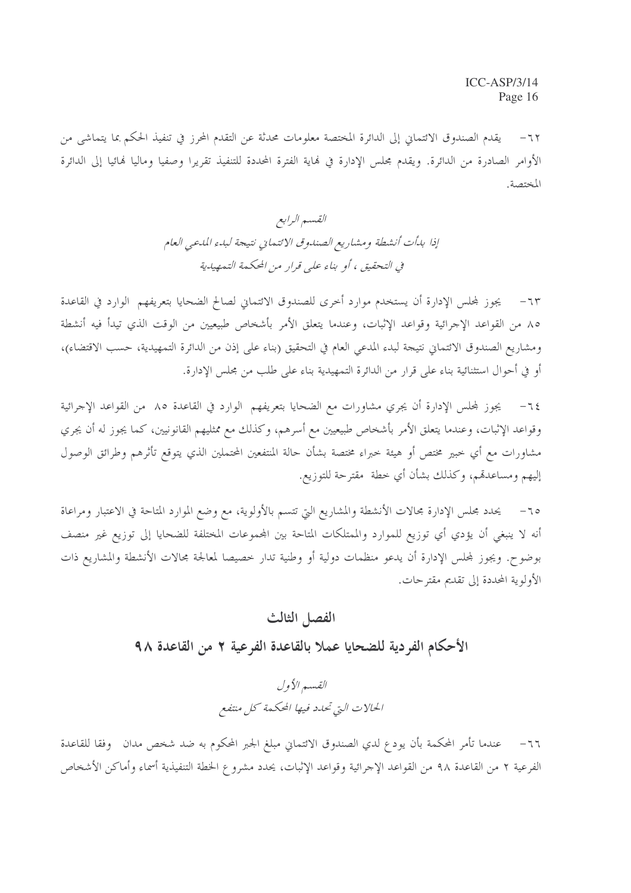٦٢- يقدم الصندوق الائتماني إلى الدائرة المختصة معلومات محدثة عن التقدم المحرز في تنفيذ الحكم بما يتماشى من الأوامر الصادرة من الدائرة. ويقدم مجلس الإدارة في نهاية الفترة المحددة للتنفيذ تقريرا وصفيا وماليا نهائيا إلى الدائرة المختصة.

### *القسم الرابع*
### *إذا بدأت أنشطة ومشاريع الصندوق الائتماني نتيجة لبدء المدعي العام في التحقيق ، أو بناء على قرار من المحكمة التمهيدية*

٦٣- يجوز لمجلس الإدارة أن يستخدم موارد أخرى للصندوق الائتماني لصالح الضحايا بتعريفهم الوارد في القاعدة ٨٥ من القواعد الإجرائية وقواعد الإثبات، وعندما يتعلق الأمر بأشخاص طبيعيين من الوقت الذي تبدأ فيه أنشطة ومشاريع الصندوق الائتماني نتيجة لبدء المدعي العام في التحقيق (بناء على إذن من الدائرة التمهيدية، حسب الاقتضاء)، أو في أحوال استثنائية بناء على قرار من الدائرة التمهيدية بناء على طلب من مجلس الإدارة.

٦٤- يجوز لمجلس الإدارة أن يجري مشاورات مع الضحايا بتعريفهم الوارد في القاعدة ٨٥ من القواعد الإجرائية وقواعد الإثبات، وعندما يتعلق الأمر بأشخاص طبيعيين مع أسرهم، وكذلك مع ممثليهم القانونيين، كما يجوز له أن يجري مشاورات مع أي خبير مختص أو هيئة خبراء مختصة بشأن حالة المنتفعين المحتملين الذي يتوقع تأثرهم وطرائق الوصول إليهم ومساعدتهم، وكذلك بشأن أي خطة مقترحة للتوزيع.

٦٥- يحدد مجلس الإدارة مجالات الأنشطة والمشاريع التي تتسم بالأولوية، مع وضع الموارد المتاحة في الاعتبار ومراعاة أنه لا ينبغي أن يؤدي أي توزيع للموارد والممتلكات المتاحة بين المجموعات المختلفة للضحايا إلى توزيع غير منصف بوضوح. ويجوز لمجلس الإدارة أن يدعو منظمات دولية أو وطنية تدار خصيصا لمعالجة مجالات الأنشطة والمشاريع ذات الأولوية المحددة إلى تقديم مقترحات.

## الفصل الثالث

## الأحكام الفردية للضحايا عملا بالقاعدة الفرعية ٢ من القاعدة ٩٨

### *القسم الأول*
### *الحالات التي تحدد فيها المحكمة كل منتفع*

٦٦- عندما تأمر المحكمة بأن يودع لدي الصندوق الائتماني مبلغ الجبر المحكوم به ضد شخص مدان وفقا للقاعدة الفرعية ٢ من القاعدة ٩٨ من القواعد الإجرائية وقواعد الإثبات، يحدد مشروع الخطة التنفيذية أسماء وأماكن الأشخاص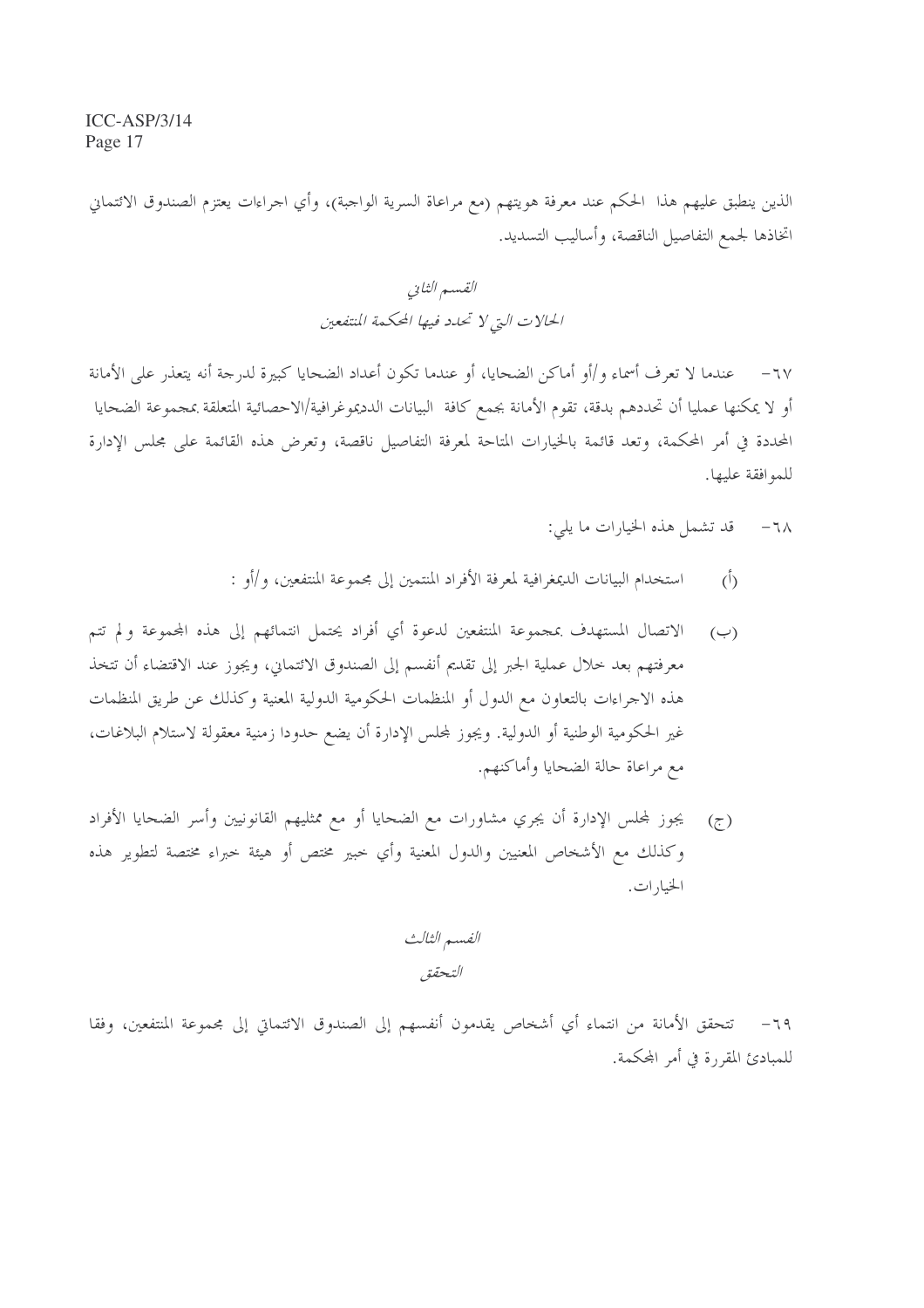الذين ينطبق عليهم هذا الحكم عند معرفة هويتهم (مع مراعاة السرية الواجبة)، وأي اجراءات يعتزم الصندوق الائتماني اتخاذها لجمع التفاصيل الناقصة، وأساليب التسديد.

## *القسم الثاني*
## *الحالات التي لا تحدد فيها المحكمة المنتفعين*

٦٧- عندما لا تعرف أسماء و/أو أماكن الضحايا، أو عندما تكون أعداد الضحايا كبيرة لدرجة أنه يتعذر على الأمانة أو لا يمكنها عمليا أن تحددهم بدقة، تقوم الأمانة بجمع كافة البيانات الديموغرافية/الاحصائية المتعلقة بمجموعة الضحايا المحددة في أمر المحكمة، وتعد قائمة بالخيارات المتاحة لمعرفة التفاصيل ناقصة، وتعرض هذه القائمة على مجلس الإدارة للموافقة عليها.

٦٨- قد تشمل هذه الخيارات ما يلي:

(أ) استخدام البيانات الديمغرافية لمعرفة الأفراد المنتمين إلى مجموعة المنتفعين، و/أو :

(ب) الاتصال المستهدف بمجموعة المنتفعين لدعوة أي أفراد يحتمل انتمائهم إلى هذه المجموعة ولم تتم معرفتهم بعد خلال عملية الجبر إلى تقديم أنفسهم إلى الصندوق الائتماني، ويجوز عند الاقتضاء أن تتخذ هذه الاجراءات بالتعاون مع الدول أو المنظمات الحكومية الدولية المعنية وكذلك عن طريق المنظمات غير الحكومية الوطنية أو الدولية. ويجوز لمجلس الإدارة أن يضع حدودا زمنية معقولة لاستلام البلاغات، مع مراعاة حالة الضحايا وأماكنهم.

(ج) يجوز لمجلس الإدارة أن يجري مشاورات مع الضحايا أو مع ممثليهم القانونيين وأسر الضحايا الأفراد وكذلك مع الأشخاص المعنيين والدول المعنية وأي خبير مختص أو هيئة خبراء مختصة لتطوير هذه الخيارات.

## *القسم الثالث*
## *التحقق*

٦٩- تتحقق الأمانة من انتماء أي أشخاص يقدمون أنفسهم إلى الصندوق الائتماني إلى مجموعة المنتفعين، وفقا للمبادئ المقررة في أمر المحكمة.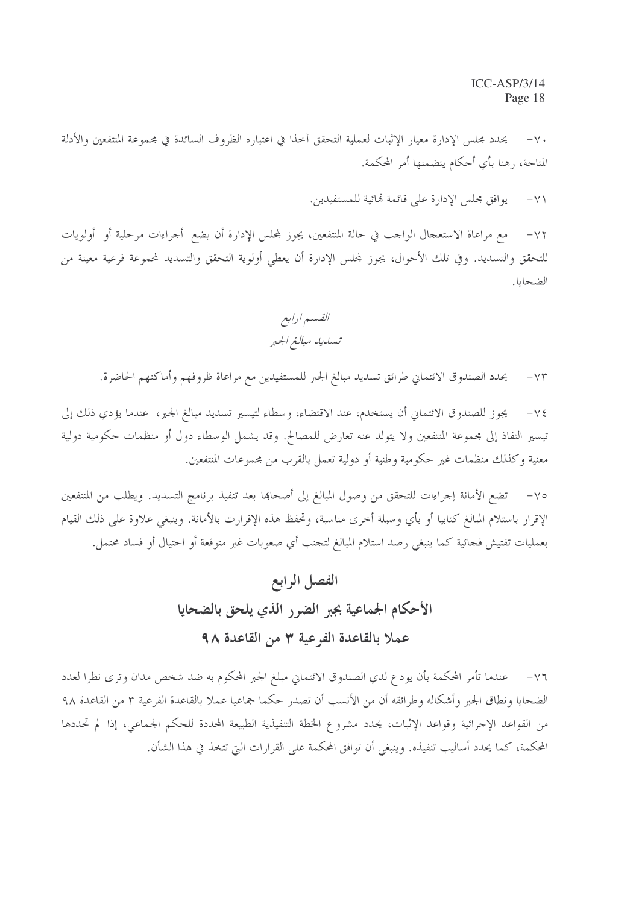٧٠- يحدد مجلس الإدارة معيار الإثبات لعملية التحقق آخذا في اعتباره الظروف السائدة في مجموعة المنتفعين والأدلة المتاحة، رهنا بأي أحكام يتضمنها أمر المحكمة.

٧١- يوافق مجلس الإدارة على قائمة نهائية للمستفيدين.

٧٢- مع مراعاة الاستعجال الواجب في حالة المنتفعين، يجوز لمجلس الإدارة أن يضع أجراءات مرحلية أو أولويات للتحقق والتسديد. وفي تلك الأحوال، يجوز لمجلس الإدارة أن يعطي أولوية التحقق والتسديد لمجموعة فرعية معينة من الضحايا.

*القسم ارابع*

*تسديد مبالغ الجبر*

٧٣- يحدد الصندوق الائتماني طرائق تسديد مبالغ الجبر للمستفيدين مع مراعاة ظروفهم وأماكنهم الحاضرة.

٧٤- يجوز للصندوق الائتماني أن يستخدم، عند الاقتضاء، وسطاء لتيسير تسديد مبالغ الجبر، عندما يؤدي ذلك إلى تيسير النفاذ إلى مجموعة المنتفعين ولا يتولد عنه تعارض للمصالح. وقد يشمل الوسطاء دول أو منظمات حكومية دولية معنية وكذلك منظمات غير حكومية وطنية أو دولية تعمل بالقرب من مجموعات المنتفعين.

٧٥- تضع الأمانة إجراءات للتحقق من وصول المبالغ إلى أصحابها بعد تنفيذ برنامج التسديد. ويطلب من المنتفعين الإقرار باستلام المبالغ كتابيا أو بأي وسيلة أخرى مناسبة، وتحفظ هذه الإقرارات بالأمانة. وينبغي علاوة على ذلك القيام بعمليات تفتيش فجائية كما ينبغي رصد استلام المبالغ لتجنب أي صعوبات غير متوقعة أو احتيال أو فساد محتمل.

## الفصل الرابع
## الأحكام الجماعية بجبر الضرر الذي يلحق بالضحايا
## عملا بالقاعدة الفرعية ٣ من القاعدة ٩٨

٧٦- عندما تأمر المحكمة بأن يودع لدي الصندوق الائتماني مبلغ الجبر المحكوم به ضد شخص مدان وترى نظرا لعدد الضحايا ونطاق الجبر وأشكاله وطرائقه أن من الأنسب أن تصدر حكما جماعيا عملا بالقاعدة الفرعية ٣ من القاعدة ٩٨ من القواعد الإجرائية وقواعد الإثبات، يحدد مشروع الخطة التنفيذية الطبيعة المحددة للحكم الجماعي، إذا لم تحددها المحكمة، كما يحدد أساليب تنفيذه. وينبغي أن توافق المحكمة على القرارات التي تتخذ في هذا الشأن.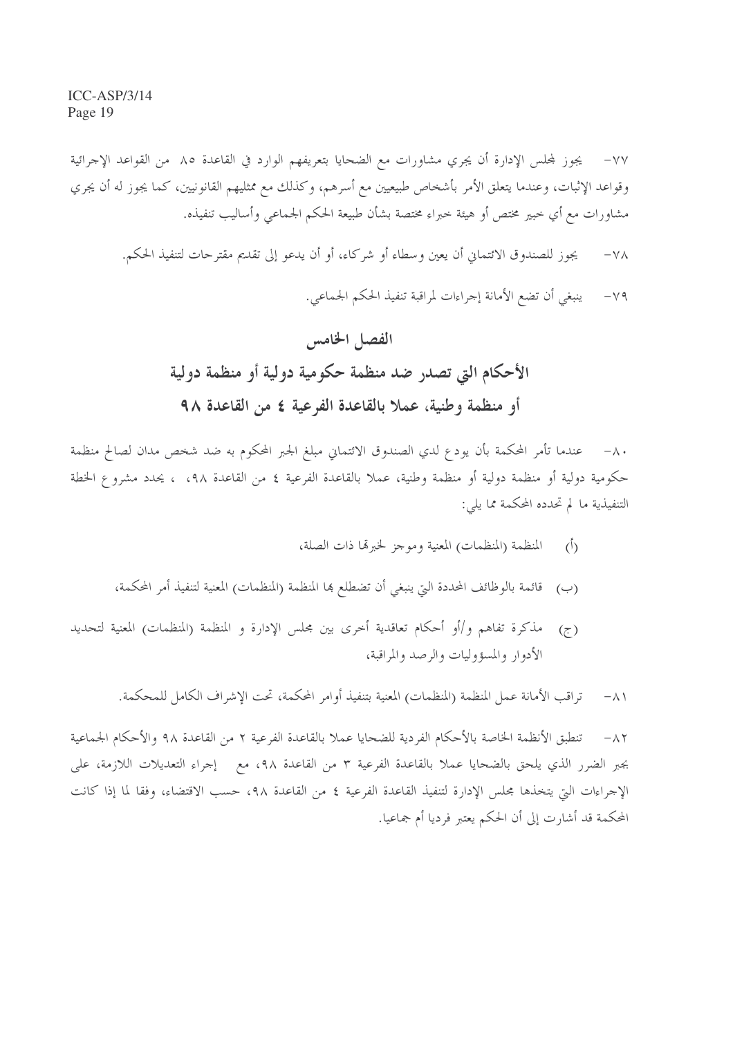٧٧- يجوز لمجلس الإدارة أن يجري مشاورات مع الضحايا بتعريفهم الوارد في القاعدة ٨٥ من القواعد الإجرائية وقواعد الإثبات، وعندما يتعلق الأمر بأشخاص طبيعيين مع أسرهم، وكذلك مع ممثليهم القانونيين، كما يجوز له أن يجري مشاورات مع أي خبير مختص أو هيئة خبراء مختصة بشأن طبيعة الحكم الجماعي وأساليب تنفيذه.

٧٨- يجوز للصندوق الائتماني أن يعين وسطاء أو شركاء، أو أن يدعو إلى تقديم مقترحات لتنفيذ الحكم.

٧٩- ينبغي أن تضع الأمانة إجراءات لمراقبة تنفيذ الحكم الجماعي.

## الفصل الخامس

## الأحكام التي تصدر ضد منظمة حكومية دولية أو منظمة دولية أو منظمة وطنية، عملا بالقاعدة الفرعية ٤ من القاعدة ٩٨

٨٠- عندما تأمر المحكمة بأن يودع لدي الصندوق الائتماني مبلغ الجبر المحكوم به ضد شخص مدان لصالح منظمة حكومية دولية أو منظمة دولية أو منظمة وطنية، عملا بالقاعدة الفرعية ٤ من القاعدة ٩٨، ، يحدد مشروع الخطة التنفيذية ما لم تحدده المحكمة مما يلي:

(أ) المنظمة (المنظمات) المعنية وموجز لخبرتها ذات الصلة،

(ب) قائمة بالوظائف المحددة التي ينبغي أن تضطلع بها المنظمة (المنظمات) المعنية لتنفيذ أمر المحكمة،

(ج) مذكرة تفاهم و/أو أحكام تعاقدية أخرى بين مجلس الإدارة و المنظمة (المنظمات) المعنية لتحديد الأدوار والمسؤوليات والرصد والمراقبة،

٨١- تراقب الأمانة عمل المنظمة (المنظمات) المعنية بتنفيذ أوامر المحكمة، تحت الإشراف الكامل للمحكمة.

٨٢- تنطبق الأنظمة الخاصة بالأحكام الفردية للضحايا عملا بالقاعدة الفرعية ٢ من القاعدة ٩٨ والأحكام الجماعية بجبر الضرر الذي يلحق بالضحايا عملا بالقاعدة الفرعية ٣ من القاعدة ٩٨، مع إجراء التعديلات اللازمة، على الإجراءات التي يتخذها مجلس الإدارة لتنفيذ القاعدة الفرعية ٤ من القاعدة ٩٨، حسب الاقتضاء، وفقا لما إذا كانت المحكمة قد أشارت إلى أن الحكم يعتبر فرديا أم جماعيا.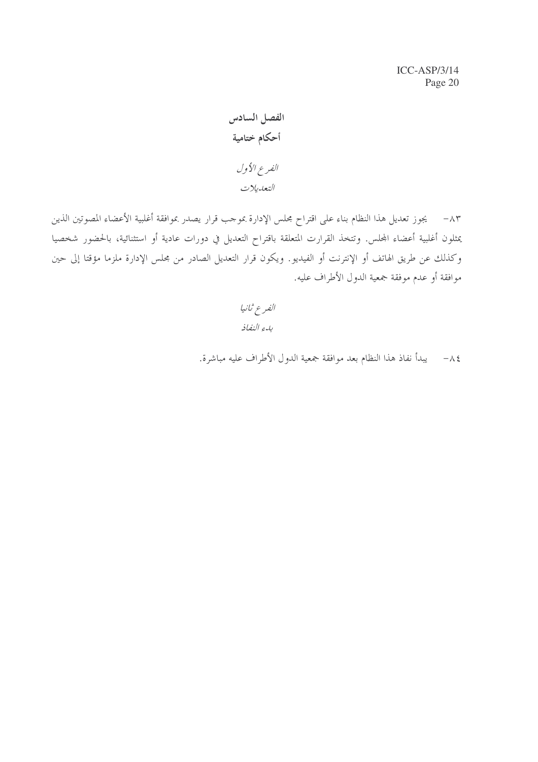# الفصل السادس

# أحكام ختامية

## *الفرع الأول*

## *التعديلات*

٨٣- يجوز تعديل هذا النظام بناء على اقتراح مجلس الإدارة بموجب قرار يصدر بموافقة أغلبية الأعضاء المصوتين الذين يمثلون أغلبية أعضاء المجلس. وتتخذ القرارت المتعلقة باقتراح التعديل في دورات عادية أو استثنائية، بالحضور شخصيا وكذلك عن طريق الهاتف أو الإنترنت أو الفيديو. ويكون قرار التعديل الصادر من مجلس الإدارة ملزما مؤقتا إلى حين موافقة أو عدم موافقة جمعية الدول الأطراف عليه.

## *الفرع ثانيا*

## *بدء النفاذ*

٨٤- يبدأ نفاذ هذا النظام بعد موافقة جمعية الدول الأطراف عليه مباشرة.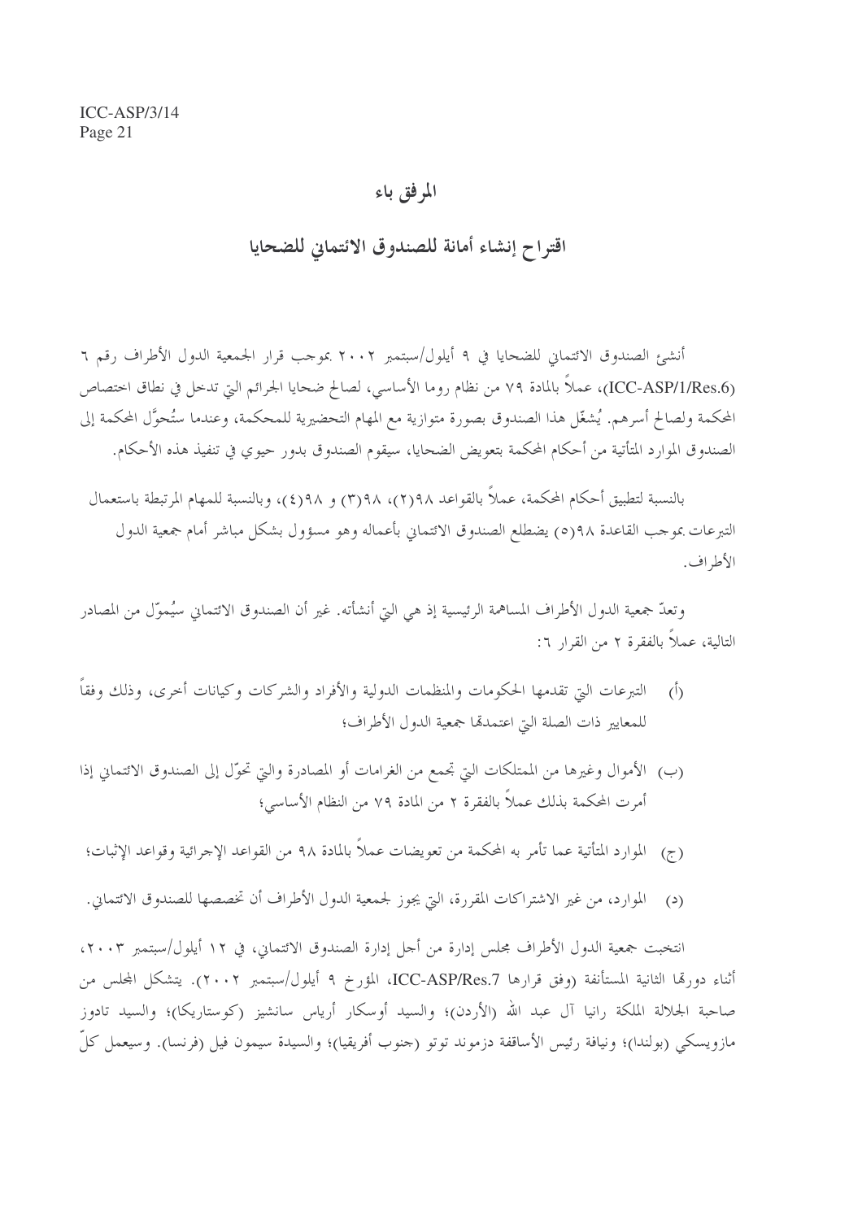# المرفق باء

## اقتراح إنشاء أمانة للصندوق الائتماني للضحايا

أنشئ الصندوق الائتماني للضحايا في ٩ أيلول/سبتمبر ٢٠٠٢ بموجب قرار الجمعية الدول الأطراف رقم ٦ (ICC-ASP/1/Res.6)، عملاً بالمادة ٧٩ من نظام روما الأساسي، لصالح ضحايا الجرائم التي تدخل في نطاق اختصاص المحكمة ولصالح أسرهم. يُشغّل هذا الصندوق بصورة متوازية مع المهام التحضيرية للمحكمة، وعندما ستُحوِّل المحكمة إلى الصندوق الموارد المتأتية من أحكام المحكمة بتعويض الضحايا، سيقوم الصندوق بدور حيوي في تنفيذ هذه الأحكام.

بالنسبة لتطبيق أحكام المحكمة، عملاً بالقواعد ٩٨(٢)، ٩٨(٣) و ٩٨(٤)، وبالنسبة للمهام المرتبطة باستعمال التبرعات بموجب القاعدة ٩٨(٥) يضطلع الصندوق الائتماني بأعماله وهو مسؤول بشكل مباشر أمام جمعية الدول الأطراف.

وتعدّ جمعية الدول الأطراف المساهمة الرئيسية إذ هي التي أنشأته. غير أن الصندوق الائتماني سيُموّل من المصادر التالية، عملاً بالفقرة ٢ من القرار ٦:

(أ) التبرعات التي تقدمها الحكومات والمنظمات الدولية والأفراد والشركات وكيانات أخرى، وذلك وفقاً للمعايير ذات الصلة التي اعتمدتها جمعية الدول الأطراف؛

(ب) الأموال وغيرها من الممتلكات التي تجمع من الغرامات أو المصادرة والتي تحوّل إلى الصندوق الائتماني إذا أمرت المحكمة بذلك عملاً بالفقرة ٢ من المادة ٧٩ من النظام الأساسي؛

(ج) الموارد المتأتية عما تأمر به المحكمة من تعويضات عملاً بالمادة ٩٨ من القواعد الإجرائية وقواعد الإثبات؛

(د) الموارد، من غير الاشتراكات المقررة، التي يجوز لجمعية الدول الأطراف أن تخصصها للصندوق الائتماني.

انتخبت جمعية الدول الأطراف مجلس إدارة من أجل إدارة الصندوق الائتماني، في ١٢ أيلول/سبتمبر ٢٠٠٣، أثناء دورتها الثانية المستأنفة (وفق قرارها ICC-ASP/Res.7، المؤرخ ٩ أيلول/سبتمبر ٢٠٠٢). يتشكل المجلس من صاحبة الجلالة الملكة رانيا آل عبد الله (الأردن)؛ والسيد أوسكار أرياس سانشيز (كوستاريكا)؛ والسيد تادوز مازويسكي (بولندا)؛ ونيافة رئيس الأساقفة دزموند توتو (جنوب أفريقيا)؛ والسيدة سيمون فيل (فرنسا). وسيعمل كلّ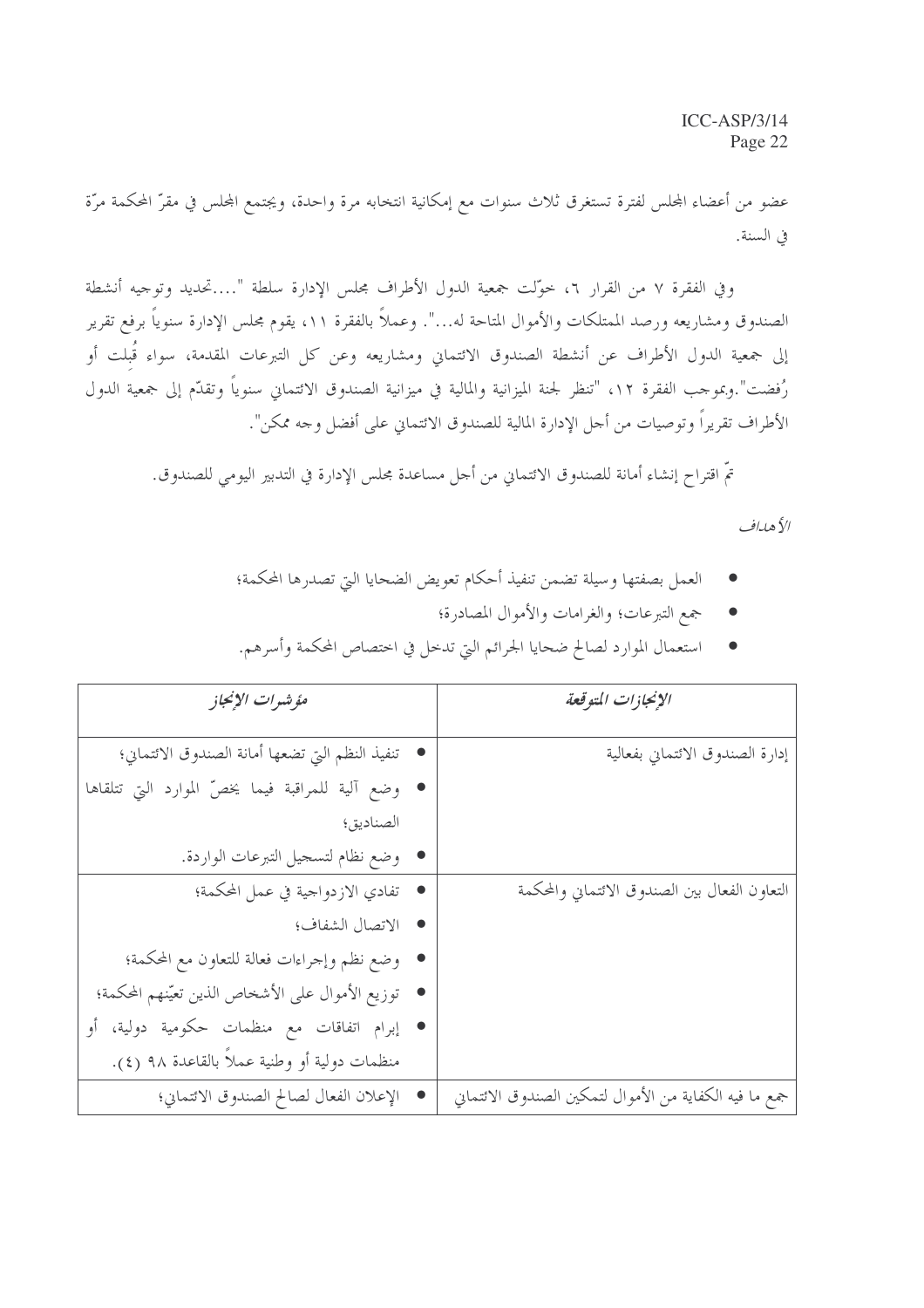عضو من أعضاء المجلس لفترة تستغرق ثلاث سنوات مع إمكانية انتخابه مرة واحدة، ويجتمع المجلس في مقرّ المحكمة مرّة في السنة.

وفي الفقرة ٧ من القرار ٦، خوّلت جمعية الدول الأطراف مجلس الإدارة سلطة "....تحديد وتوجيه أنشطة الصندوق ومشاريعه ورصد الممتلكات والأموال المتاحة له...". وعملاً بالفقرة ١١، يقوم مجلس الإدارة سنوياً برفع تقرير إلى جمعية الدول الأطراف عن أنشطة الصندوق الائتماني ومشاريعه وعن كل التبرعات المقدمة، سواء قُبلت أو رُفضت".وبموجب الفقرة ١٢، "تنظر لجنة الميزانية والمالية في ميزانية الصندوق الائتماني سنوياً وتقدّم إلى جمعية الدول الأطراف تقريراً وتوصيات من أجل الإدارة المالية للصندوق الائتماني على أفضل وجه ممكن".

تمّ اقتراح إنشاء أمانة للصندوق الائتماني من أجل مساعدة مجلس الإدارة في التدبير اليومي للصندوق.

*الأهداف*

- العمل بصفتها وسيلة تضمن تنفيذ أحكام تعويض الضحايا التي تصدرها المحكمة؛
- جمع التبرعات؛ والغرامات والأموال المصادرة؛
- استعمال الموارد لصالح ضحايا الجرائم التي تدخل في اختصاص المحكمة وأسرهم.

| *الإنجازات المتوقعة* | *مؤشرات الإنجاز* |
|---|---|
| إدارة الصندوق الائتماني بفعالية | • تنفيذ النظم التي تضعها أمانة الصندوق الائتماني؛<br>• وضع آلية للمراقبة فيما يخصّ الموارد التي تتلقاها الصناديق؛<br>• وضع نظام لتسجيل التبرعات الواردة. |
| التعاون الفعال بين الصندوق الائتماني والمحكمة | • تفادي الازدواجية في عمل المحكمة؛<br>• الاتصال الشفاف؛<br>• وضع نظم وإجراءات فعالة للتعاون مع المحكمة؛<br>• توزيع الأموال على الأشخاص الذين تعيّنهم المحكمة؛<br>• إبرام اتفاقات مع منظمات حكومية دولية، أو منظمات دولية أو وطنية عملاً بالقاعدة ٩٨ (٤). |
| جمع ما فيه الكفاية من الأموال لتمكين الصندوق الائتماني | • الإعلان الفعال لصالح الصندوق الائتماني؛ |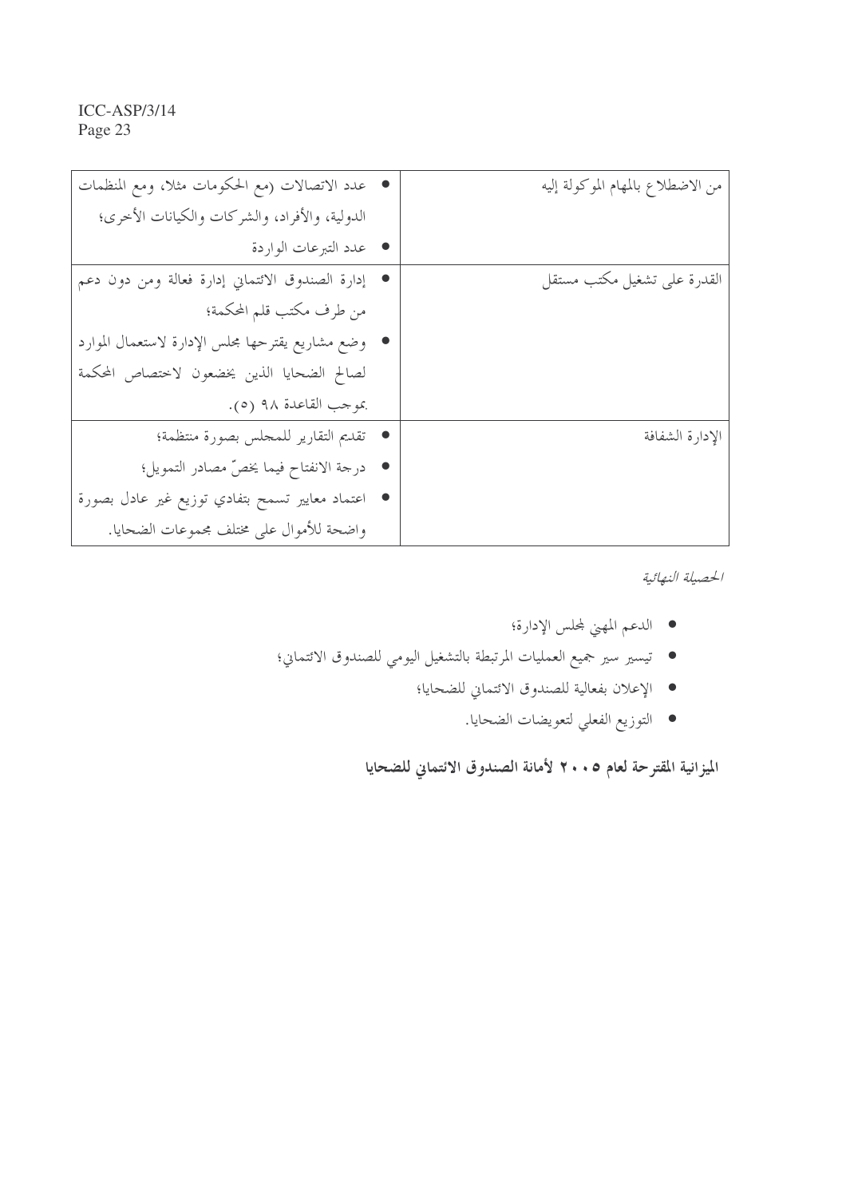| | |
|---|---|
| من الاضطلاع بالمهام الموكولة إليه | • عدد الاتصالات (مع الحكومات مثلا، ومع المنظمات الدولية، والأفراد، والشركات والكيانات الأخرى؛<br>• عدد التبرعات الواردة |
| القدرة على تشغيل مكتب مستقل | • إدارة الصندوق الائتماني إدارة فعالة ومن دون دعم من طرف مكتب قلم المحكمة؛<br>• وضع مشاريع يقترحها مجلس الإدارة لاستعمال الموارد لصالح الضحايا الذين يخضعون لاختصاص المحكمة بموجب القاعدة ٩٨ (٥). |
| الإدارة الشفافة | • تقديم التقارير للمجلس بصورة منتظمة؛<br>• درجة الانفتاح فيما يخصّ مصادر التمويل؛<br>• اعتماد معايير تسمح بتفادي توزيع غير عادل بصورة واضحة للأموال على مختلف مجموعات الضحايا. |

*الحصيلة النهائية*

- الدعم المهني لمجلس الإدارة؛
- تيسير سير جميع العمليات المرتبطة بالتشغيل اليومي للصندوق الائتماني؛
- الإعلان بفعالية للصندوق الائتماني للضحايا؛
- التوزيع الفعلي لتعويضات الضحايا.

**الميزانية المقترحة لعام ٢٠٠٥ لأمانة الصندوق الائتماني للضحايا**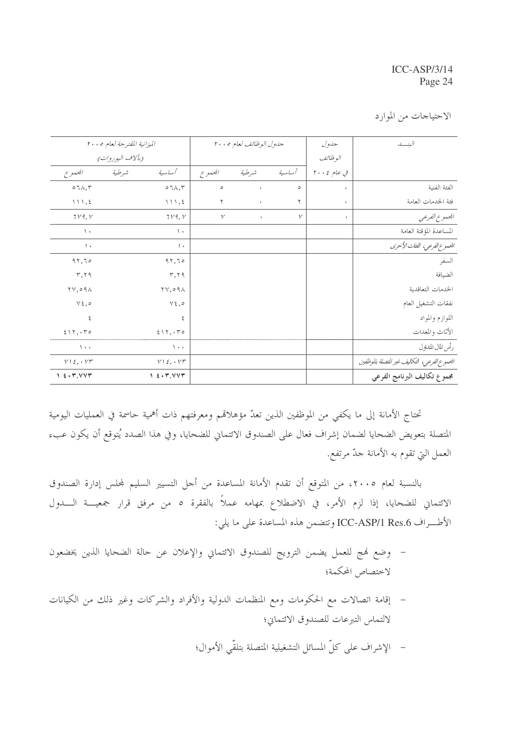الاحتياجات من الموارد

| البنـــد | جدول الوظائف في عام ٢٠٠٤ | جدول الوظائف لعام ٢٠٠٥ | | | الميزانية المقترحة لعام ٢٠٠٥ (بآلاف اليوروات) | | |
|---|---|---|---|---|---|---|---|
| | | أساسية | شرطية | المجموع | أساسية | شرطية | المجموع |
| الفئة الفنية | ٠ | ٥ | ٠ | ٥ | ٥٦٨,٣ | | ٥٦٨,٣ |
| فئة الخدمات العامة | ٠ | ٢ | ٠ | ٢ | ١١١,٤ | | ١١١,٤ |
| *المجموع الفرعي* | ٠ | *٧* | ٠ | *٧* | *٦٧٩,٧* | | *٦٧٩,٧* |
| المساعدة المؤقتة العامة | | | | | ١٠ | | ١٠ |
| *المجموع الفرعي، الفئات الأخرى* | | | | | *١٠* | | *١٠* |
| السفر | | | | | ٩٢,٦٥ | | ٩٢,٦٥ |
| الضيافة | | | | | ٣,٢٩ | | ٣,٢٩ |
| الخدمات التعاقدية | | | | | ٢٧,٥٩٨ | | ٢٧,٥٩٨ |
| نفقات التشغيل العام | | | | | ٧٤,٥ | | ٧٤,٥ |
| اللوازم والمواد | | | | | ٤ | | ٤ |
| الأثاث والمعدات | | | | | ٤١٢,٠٣٥ | | ٤١٢,٠٣٥ |
| رأس المال المتداول | | | | | ١٠٠ | | ١٠٠ |
| *المجموع الفرعي، التكاليف غير المتصلة بالموظفين* | | | | | *٧١٤,٠٧٣* | | *٧١٤,٠٧٣* |
| **مجموع تكاليف البرنامج الفرعي** | | | | | **١ ٤٠٣,٧٧٣** | | **١ ٤٠٣,٧٧٣** |

تحتاج الأمانة إلى ما يكفي من الموظفين الذين تعدّ مؤهلاتهم ومعرفتهم ذات أهمية حاسمة في العمليات اليومية المتصلة بتعويض الضحايا لضمان إشراف فعال على الصندوق الائتماني للضحايا، وفي هذا الصدد يُتوقع أن يكون عبء العمل التي تقوم به الأمانة جدّ مرتفع.

بالنسبة لعام ٢٠٠٥، من المتوقع أن تقدم الأمانة المساعدة من أجل التسيير السليم لمجلس إدارة الصندوق الائتماني للضحايا، إذا لزم الأمر، في الاضطلاع بمهامه عملاً بالفقرة ٥ من مرفق قرار جمعية الدول الأطراف ICC-ASP/1 Res.6 وتتضمن هذه المساعدة على ما يلي:

- وضع نهج للعمل يضمن الترويج للصندوق الائتماني والإعلان عن حالة الضحايا الذين يخضعون لاختصاص المحكمة؛
- إقامة اتصالات مع الحكومات ومع المنظمات الدولية والأفراد والشركات وغير ذلك من الكيانات لالتماس التبرعات للصندوق الائتماني؛
- الإشراف على كلّ المسائل التشغيلية المتصلة بتلقّي الأموال؛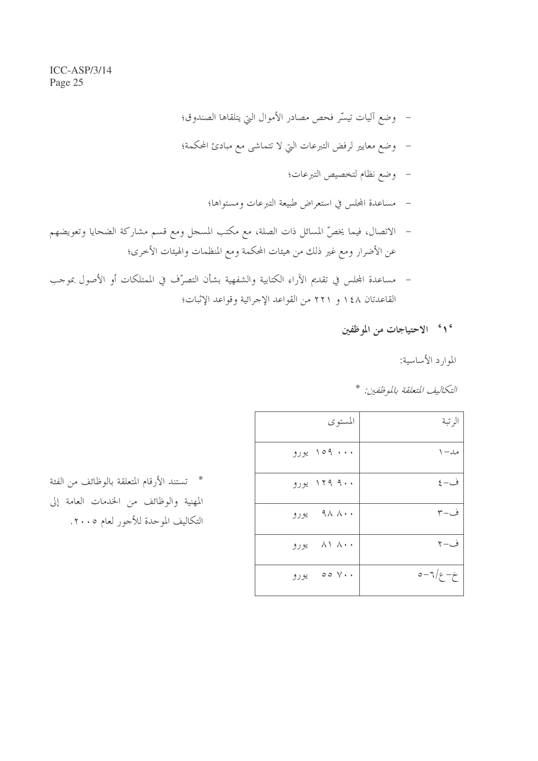- وضع آليات تيسّر فحص مصادر الأموال التي يتلقاها الصندوق؛
- وضع معايير لرفض التبرعات التي لا تتماشى مع مبادئ المحكمة؛
- وضع نظام لتخصيص التبرعات؛
- مساعدة المجلس في استعراض طبيعة التبرعات ومستواها؛
- الاتصال، فيما يخصّ المسائل ذات الصلة، مع مكتب المسجل ومع قسم مشاركة الضحايا وتعويضهم عن الأضرار ومع غير ذلك من هيئات المحكمة ومع المنظمات والهيئات الأخرى؛
- مساعدة المجلس في تقديم الآراء الكتابية والشفهية بشأن التصرّف في الممتلكات أو الأصول بموجب القاعدتان ١٤٨ و ٢٢١ من القواعد الإجرائية وقواعد الإثبات؛

### '١' الاحتياجات من الموظفين

الموارد الأساسية:

*التكاليف المتعلقة بالموظفين:* *

| الرتبة | المستوى |
|---|---|
| مد-١ | ١٥٩ ٠٠٠ يورو |
| ف-٤ | ١٢٩ ٩٠٠ يورو |
| ف-٣ | ٩٨ ٨٠٠ يورو |
| ف-٢ | ٨١ ٨٠٠ يورو |
| خ-ع/٦-٥ | ٥٥ ٧٠٠ يورو |

* تستند الأرقام المتعلقة بالوظائف من الفئة المهنية والوظائف من الخدمات العامة إلى التكاليف الموحدة للأجور لعام ٢٠٠٥.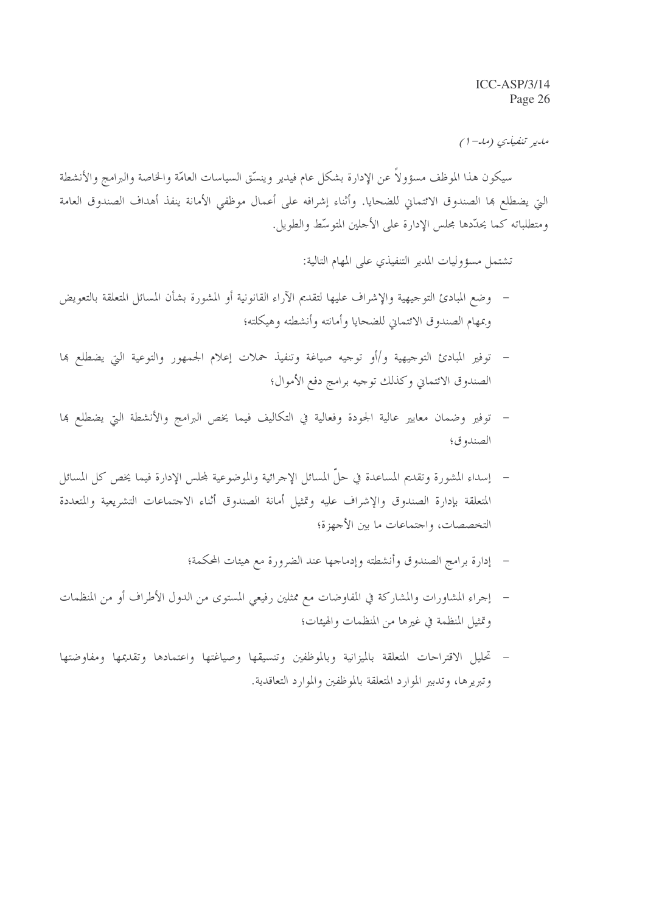*مدير تنفيذي (مد-١)*

سيكون هذا الموظف مسؤولاً عن الإدارة بشكل عام فيدير وينسّق السياسات العامّة والخاصة والبرامج والأنشطة التي يضطلع بها الصندوق الائتماني للضحايا. وأثناء إشرافه على أعمال موظفي الأمانة ينفذ أهداف الصندوق العامة ومتطلباته كما يحدّدها مجلس الإدارة على الأجلين المتوسّط والطويل.

تشتمل مسؤوليات المدير التنفيذي على المهام التالية:

- وضع المبادئ التوجيهية والإشراف عليها لتقديم الآراء القانونية أو المشورة بشأن المسائل المتعلقة بالتعويض وبمهام الصندوق الائتماني للضحايا وأمانته وأنشطته وهيكلته؛
- توفير المبادئ التوجيهية و/أو توجيه صياغة وتنفيذ حملات إعلام الجمهور والتوعية التي يضطلع بها الصندوق الائتماني وكذلك توجيه برامج دفع الأموال؛
- توفير وضمان معايير عالية الجودة وفعالية في التكاليف فيما يخص البرامج والأنشطة التي يضطلع بها الصندوق؛
- إسداء المشورة وتقديم المساعدة في حلّ المسائل الإجرائية والموضوعية لمجلس الإدارة فيما يخص كل المسائل المتعلقة بإدارة الصندوق والإشراف عليه وتمثيل أمانة الصندوق أثناء الاجتماعات التشريعية والمتعددة التخصصات، واجتماعات ما بين الأجهزة؛
- إدارة برامج الصندوق وأنشطته وإدماجها عند الضرورة مع هيئات المحكمة؛
- إجراء المشاورات والمشاركة في المفاوضات مع ممثلين رفيعي المستوى من الدول الأطراف أو من المنظمات وتمثيل المنظمة في غيرها من المنظمات والهيئات؛
- تحليل الاقتراحات المتعلقة بالميزانية وبالموظفين وتنسيقها وصياغتها واعتمادها وتقديمها ومفاوضتها وتبريرها، وتدبير الموارد المتعلقة بالموظفين والموارد التعاقدية.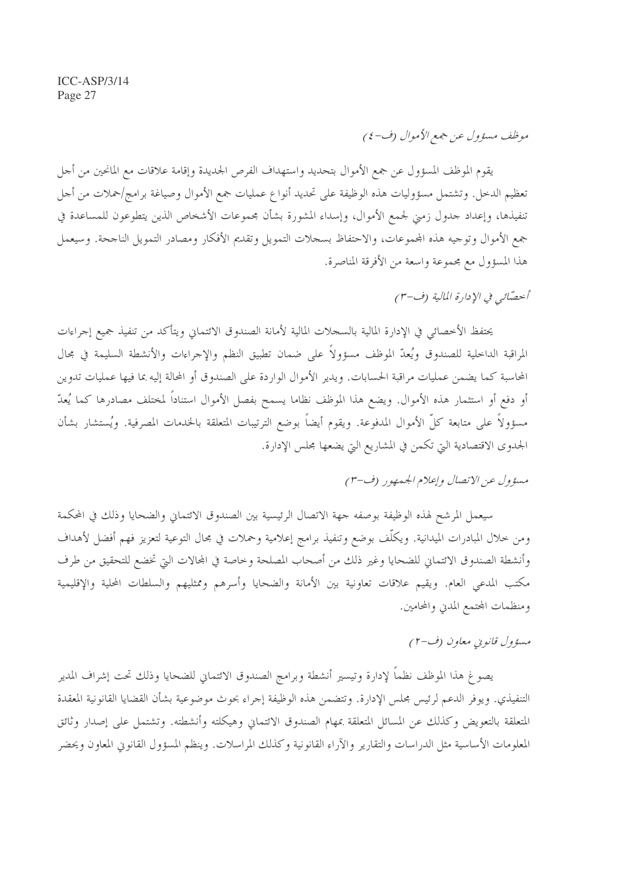*موظف مسؤول عن جمع الأموال (ف-٤)*

يقوم الموظف المسؤول عن جمع الأموال بتحديد واستهداف الفرص الجديدة وإقامة علاقات مع المانحين من أجل تعظيم الدخل. وتشتمل مسؤوليات هذه الوظيفة على تحديد أنواع عمليات جمع الأموال وصياغة برامج/حملات من أجل تنفيذها، وإعداد جدول زمني لجمع الأموال، وإسداء المشورة بشأن مجموعات الأشخاص الذين يتطوعون للمساعدة في جمع الأموال وتوجيه هذه المجموعات، والاحتفاظ بسجلات التمويل وتقديم الأفكار ومصادر التمويل الناجحة. وسيعمل هذا المسؤول مع مجموعة واسعة من الأفرقة المناصرة.

*أخصّائي في الإدارة المالية (ف-٣)*

يحتفظ الأخصائي في الإدارة المالية بالسجلات المالية لأمانة الصندوق الائتماني ويتأكد من تنفيذ جميع إجراءات المراقبة الداخلية للصندوق ويُعدّ الموظف مسؤولاً على ضمان تطبيق النظم والإجراءات والأنشطة السليمة في مجال المحاسبة كما يضمن عمليات مراقبة الحسابات. ويدير الأموال الواردة على الصندوق أو المحالة إليه بما فيها عمليات تدوين أو دفع أو استثمار هذه الأموال. ويضع هذا الموظف نظاما يسمح بفصل الأموال استناداً لمختلف مصادرها كما يُعدّ مسؤولاً على متابعة كلّ الأموال المدفوعة. ويقوم أيضاً بوضع الترتيبات المتعلقة بالخدمات المصرفية. ويُستشار بشأن الجدوى الاقتصادية التي تكمن في المشاريع التي يضعها مجلس الإدارة.

*مسؤول عن الاتصال وإعلام الجمهور (ف-٣)*

سيعمل المرشح لهذه الوظيفة بوصفه جهة الاتصال الرئيسية بين الصندوق الائتماني والضحايا وذلك في المحكمة ومن خلال المبادرات الميدانية. ويكلّف بوضع وتنفيذ برامج إعلامية وحملات في مجال التوعية لتعزيز فهم أفضل لأهداف وأنشطة الصندوق الائتماني للضحايا وغير ذلك من أصحاب المصلحة وخاصة في المجالات التي تخضع للتحقيق من طرف مكتب المدعي العام. ويقيم علاقات تعاونية بين الأمانة والضحايا وأسرهم وممثليهم والسلطات المحلية والإقليمية ومنظمات المجتمع المدني والمحامين.

*مسؤول قانوني معاون (ف-٢)*

يصوغ هذا الموظف نظماً لإدارة وتيسير أنشطة وبرامج الصندوق الائتماني للضحايا وذلك تحت إشراف المدير التنفيذي. ويوفر الدعم لرئيس مجلس الإدارة. وتتضمن هذه الوظيفة إجراء بحوث موضوعية بشأن القضايا القانونية المعقدة المتعلقة بالتعويض وكذلك عن المسائل المتعلقة بمهام الصندوق الائتماني وهيكلته وأنشطته. وتشتمل على إصدار وثائق المعلومات الأساسية مثل الدراسات والتقارير والآراء القانونية وكذلك المراسلات. وينظم المسؤول القانوني المعاون ويحضر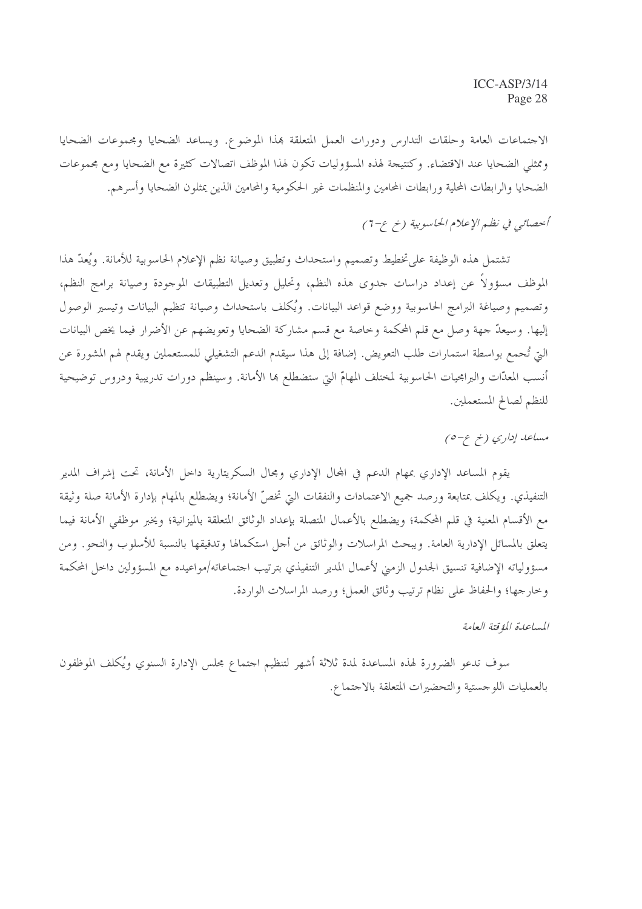الاجتماعات العامة وحلقات التدارس ودورات العمل المتعلقة بهذا الموضوع. ويساعد الضحايا ومجموعات الضحايا وممثلي الضحايا عند الاقتضاء. وكنتيجة لهذه المسؤوليات تكون لهذا الموظف اتصالات كثيرة مع الضحايا ومع مجموعات الضحايا والرابطات المحلية ورابطات المحامين والمنظمات غير الحكومية والمحامين الذين يمثلون الضحايا وأسرهم.

*أخصائي في نظم الإعلام الحاسوبية (خ ع-٦)*

تشتمل هذه الوظيفة على تخطيط وتصميم واستحداث وتطبيق وصيانة نظم الإعلام الحاسوبية للأمانة. ويُعدّ هذا الموظف مسؤولاً عن إعداد دراسات جدوى هذه النظم، وتحليل وتعديل التطبيقات الموجودة وصيانة برامج النظم، وتصميم وصياغة البرامج الحاسوبية ووضع قواعد البيانات. ويُكلف باستحداث وصيانة تنظيم البيانات وتيسير الوصول إليها. وسيعدّ جهة وصل مع قلم المحكمة وخاصة مع قسم مشاركة الضحايا وتعويضهم عن الأضرار فيما يخص البيانات التي تُجمع بواسطة استمارات طلب التعويض. إضافة إلى هذا سيقدم الدعم التشغيلي للمستعملين ويقدم لهم المشورة عن أنسب المعدّات والبرامجيات الحاسوبية لمختلف المهامّ التي ستضطلع بها الأمانة. وسينظم دورات تدريبية ودروس توضيحية للنظم لصالح المستعملين.

*مساعد إداري (خ ع-٥)*

يقوم المساعد الإداري بمهام الدعم في المجال الإداري ومجال السكريتارية داخل الأمانة، تحت إشراف المدير التنفيذي. ويكلف بمتابعة ورصد جميع الاعتمادات والنفقات التي تخصّ الأمانة؛ ويضطلع بالمهام بإدارة الأمانة صلة وثيقة مع الأقسام المعنية في قلم المحكمة؛ ويضطلع بالأعمال المتصلة بإعداد الوثائق المتعلقة بالميزانية؛ ويخبر موظفي الأمانة فيما يتعلق بالمسائل الإدارية العامة. ويبحث المراسلات والوثائق من أجل استكمالها وتدقيقها بالنسبة للأسلوب والنحو. ومن مسؤولياته الإضافية تنسيق الجدول الزمني لأعمال المدير التنفيذي بترتيب اجتماعاته/مواعيده مع المسؤولين داخل المحكمة وخارجها؛ والحفاظ على نظام ترتيب وثائق العمل؛ ورصد المراسلات الواردة.

*المساعدة المؤقتة العامة*

سوف تدعو الضرورة لهذه المساعدة لمدة ثلاثة أشهر لتنظيم اجتماع مجلس الإدارة السنوي ويُكلف الموظفون بالعمليات اللوجستية والتحضيرات المتعلقة بالاجتماع.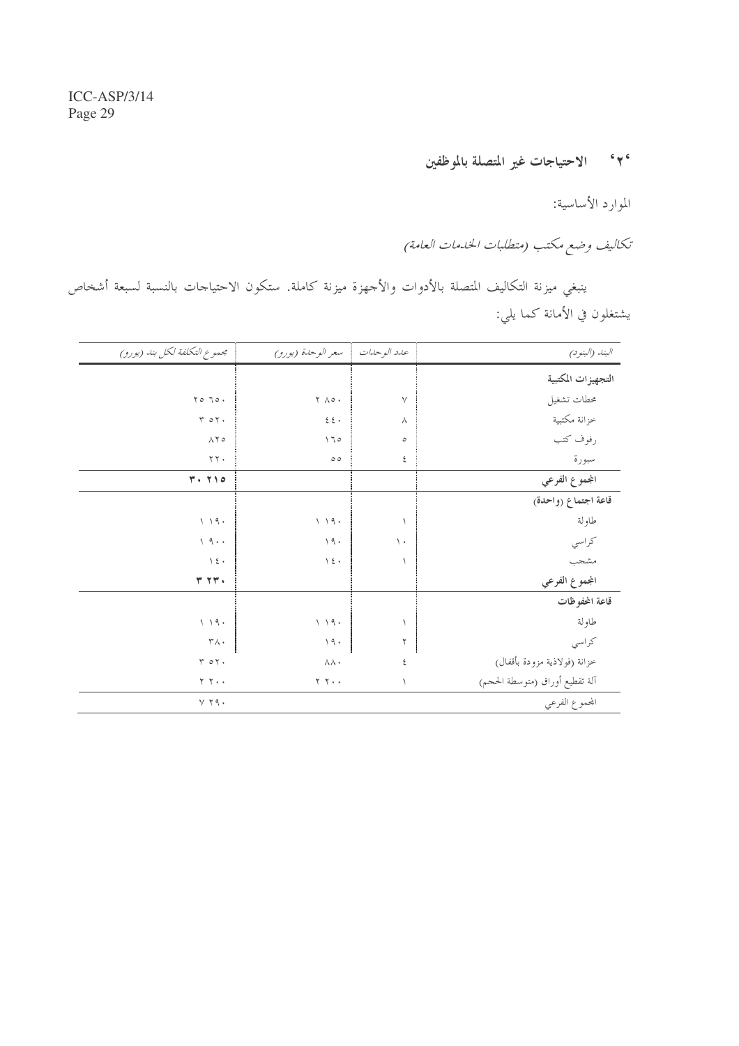### '٢' الاحتياجات غير المتصلة بالموظفين

الموارد الأساسية:

*تكاليف وضع مكتب (متطلبات الخدمات العامة)*

ينبغي ميزنة التكاليف المتصلة بالأدوات والأجهزة ميزنة كاملة. ستكون الاحتياجات بالنسبة لسبعة أشخاص يشتغلون في الأمانة كما يلي:

| *البند (البنود)* | *عدد الوحدات* | *سعر الوحدة (يورو)* | *مجموع التكلفة لكل بند (يورو)* |
|---|---|---|---|
| **التجهيزات المكتبية** | | | |
| محطات تشغيل | ٧ | ٢ ٨٥٠ | ٢٥ ٦٥٠ |
| خزانة مكتبية | ٨ | ٤٤٠ | ٣ ٥٢٠ |
| رفوف كتب | ٥ | ١٦٥ | ٨٢٥ |
| سبورة | ٤ | ٥٥ | ٢٢٠ |
| **المجموع الفرعي** | | | **٣٠ ٢١٥** |
| **قاعة اجتماع (واحدة)** | | | |
| طاولة | ١ | ١ ١٩٠ | ١ ١٩٠ |
| كراسي | ١٠ | ١٩٠ | ١ ٩٠٠ |
| مشجب | ١ | ١٤٠ | ١٤٠ |
| **المجموع الفرعي** | | | **٣ ٢٣٠** |
| **قاعة المحفوظات** | | | |
| طاولة | ١ | ١ ١٩٠ | ١ ١٩٠ |
| كراسي | ٢ | ١٩٠ | ٣٨٠ |
| خزانة (فولاذية مزودة بأقفال) | ٤ | ٨٨٠ | ٣ ٥٢٠ |
| آلة تقطيع أوراق (متوسطة الحجم) | ١ | ٢ ٢٠٠ | ٢ ٢٠٠ |
| المجموع الفرعي | | | ٧ ٢٩٠ |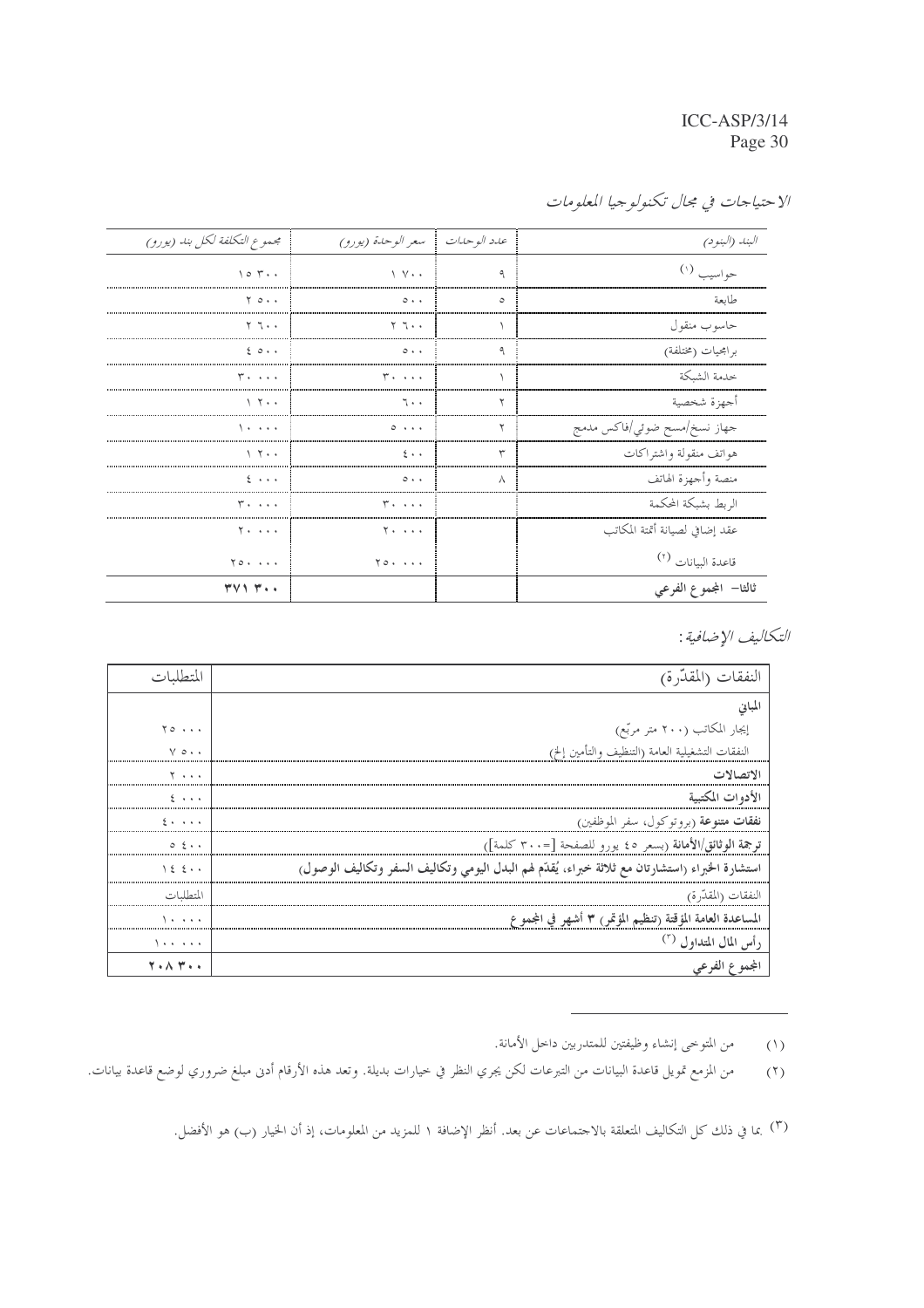*الاحتياجات في مجال تكنولوجيا المعلومات*

| البند (البنود) | عدد الوحدات | سعر الوحدة (يورو) | مجموع التكلفة لكل بند (يورو) |
|---|---|---|---|
| حواسيب [(١)] | ٩ | ١ ٧٠٠ | ١٥ ٣٠٠ |
| طابعة | ٥ | ٥٠٠ | ٢ ٥٠٠ |
| حاسوب منقول | ١ | ٢ ٦٠٠ | ٢ ٦٠٠ |
| برامجيات (مختلفة) | ٩ | ٥٠٠ | ٤ ٥٠٠ |
| خدمة الشبكة | ١ | ٣٠ ٠٠٠ | ٣٠ ٠٠٠ |
| أجهزة شخصية | ٢ | ٦٠٠ | ١ ٢٠٠ |
| جهاز نسخ/مسح ضوئي/فاكس مدمج | ٢ | ٥ ٠٠٠ | ١٠ ٠٠٠ |
| هواتف منقولة واشتراكات | ٣ | ٤٠٠ | ١ ٢٠٠ |
| منصة وأجهزة الهاتف | ٨ | ٥٠٠ | ٤ ٠٠٠ |
| الربط بشبكة المحكمة | | ٣٠ ٠٠٠ | ٣٠ ٠٠٠ |
| عقد إضافي لصيانة أتمتة المكاتب | | ٢٠ ٠٠٠ | ٢٠ ٠٠٠ |
| قاعدة البيانات [(٢)] | | ٢٥٠ ٠٠٠ | ٢٥٠ ٠٠٠ |
| **ثالثا- المجموع الفرعي** | | | **٣٧١ ٣٠٠** |

*التكاليف الإضافية:*

| النفقات (المقدّرة) | المتطلبات |
|---|---|
| **المباني** | |
| إيجار المكاتب (٢٠٠ متر مربّع) | ٢٥ ٠٠٠ |
| النفقات التشغيلية العامة (التنظيف والتأمين إلخ) | ٧ ٥٠٠ |
| **الاتصالات** | ٢ ٠٠٠ |
| **الأدوات المكتبية** | ٤ ٠٠٠ |
| **نفقات متنوعة** (بروتوكول، سفر الموظفين) | ٤٠ ٠٠٠ |
| **ترجمة الوثائق/الأمانة** (بسعر ٤٥ يورو للصفحة [=٣٠٠ كلمة]) | ٥ ٤٠٠ |
| **استشارة الخبراء (استشارتان مع ثلاثة خبراء، يُقدّم لهم البدل اليومي وتكاليف السفر وتكاليف الوصول)** | ١٤ ٤٠٠ |
| النفقات (المقدّرة) | المتطلبات |
| **المساعدة العامة المؤقتة (تنظيم المؤتمر) ٣ أشهر في المجموع** | ١٠ ٠٠٠ |
| **رأس المال المتداول** [(٣)] | ١٠٠ ٠٠٠ |
| **المجموع الفرعي** | **٢٠٨ ٣٠٠** |

---

(١) من المتوخى إنشاء وظيفتين للمتدربين داخل الأمانة.

(٢) من المزمع تمويل قاعدة البيانات من التبرعات لكن يجري النظر في خيارات بديلة. وتعد هذه الأرقام أدنى مبلغ ضروري لوضع قاعدة بيانات.

(٣) بما في ذلك كل التكاليف المتعلقة بالاجتماعات عن بعد. أنظر الإضافة ١ للمزيد من المعلومات، إذ أن الخيار (ب) هو الأفضل.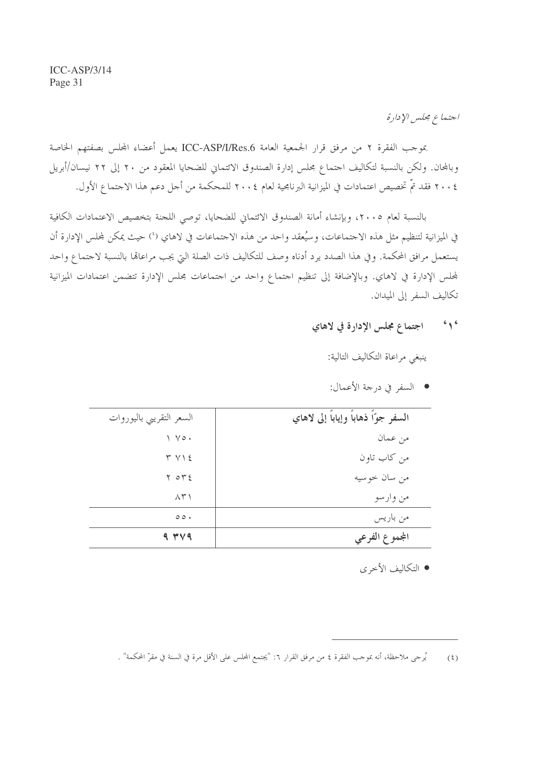*اجتماع مجلس الإدارة*

بموجب الفقرة ٢ من مرفق قرار الجمعية العامة ICC-ASP/I/Res.6 يعمل أعضاء المجلس بصفتهم الخاصة وبالمجان. ولكن بالنسبة لتكاليف اجتماع مجلس إدارة الصندوق الائتماني للضحايا المعقود من ٢٠ إلى ٢٢ نيسان/أبريل ٢٠٠٤ فقد تمّ تخصيص اعتمادات في الميزانية البرنامجية لعام ٢٠٠٤ للمحكمة من أجل دعم هذا الاجتماع الأول.

بالنسبة لعام ٢٠٠٥، وبإنشاء أمانة الصندوق الائتماني للضحايا، توصي اللجنة بتخصيص الاعتمادات الكافية في الميزانية لتنظيم مثل هذه الاجتماعات، وسيُعقد واحد من هذه الاجتماعات في لاهاي (٤) حيث يمكن لمجلس الإدارة أن يستعمل مرافق المحكمة. وفي هذا الصدد يرد أدناه وصف للتكاليف ذات الصلة التي يجب مراعاتها بالنسبة لاجتماع واحد لمجلس الإدارة في لاهاي. وبالإضافة إلى تنظيم اجتماع واحد من اجتماعات مجلس الإدارة تتضمن اعتمادات الميزانية تكاليف السفر إلى الميدان.

### '١' اجتماع مجلس الإدارة في لاهاي

ينبغي مراعاة التكاليف التالية:

- السفر في درجة الأعمال:

| السفر جوّاً ذهاباً وإياباً إلى لاهاي | السعر التقريبي باليوروات |
|---|---|
| من عمان | ١ ٧٥٠ |
| من كاب تاون | ٣ ٧١٤ |
| من سان خوسيه | ٢ ٥٣٤ |
| من وارسو | ٨٣١ |
| من باريس | ٥٥٠ |
| **المجموع الفرعي** | **٩ ٣٧٩** |

- التكاليف الأخرى

---

(٤) يُرجى ملاحظة، أنه بموجب الفقرة ٤ من مرفق القرار ٦: "يجتمع المجلس على الأقل مرة في السنة في مقرّ المحكمة".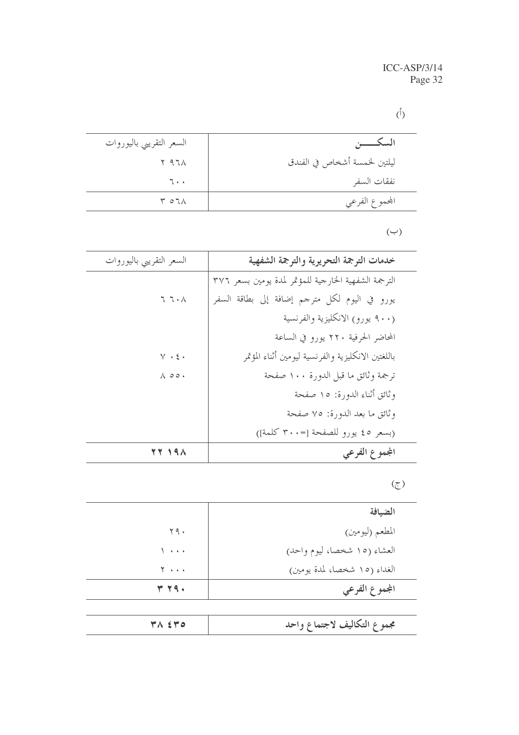(أ)

| السكـــــن | السعر التقريبي باليوروات |
| --- | --- |
| ليلتين لخمسة أشخاص في الفندق | ٢ ٩٦٨ |
| نفقات السفر | ٦٠٠ |
| المجموع الفرعي | ٣ ٥٦٨ |

(ب)

| **خدمات الترجمة التحريرية والترجمة الشفهية** | السعر التقريبي باليوروات |
| --- | --- |
| الترجمة الشفهية الخارجية للمؤتمر لمدة يومين بسعر ٣٧٦ يورو في اليوم لكل مترجم إضافة إلى بطاقة السفر (٩٠٠ يورو) الانكليزية والفرنسية | ٦ ٦٠٨ |
| المحاضر الحرفية ٢٢٠ يورو في الساعة باللغتين الانكليزية والفرنسية ليومين أثناء المؤتمر | ٧ ٠٤٠ |
| ترجمة وثائق ما قبل الدورة ١٠٠ صفحة<br>وثائق أثناء الدورة: ١٥ صفحة<br>وثائق ما بعد الدورة: ٧٥ صفحة<br>(بسعر ٤٥ يورو للصفحة [=٣٠٠ كلمة]) | ٨ ٥٥٠ |
| **المجموع الفرعي** | **٢٢ ١٩٨** |

(ج)

| **الضيافة** | |
| --- | --- |
| المطعم (ليومين) | ٢٩٠ |
| العشاء (١٥ شخصا، ليوم واحد) | ١ ٠٠٠ |
| الغداء (١٥ شخصا، لمدة يومين) | ٢ ٠٠٠ |
| **المجموع الفرعي** | **٣ ٢٩٠** |

| **مجموع التكاليف لاجتماع واحد** | **٣٨ ٤٣٥** |
| --- | --- |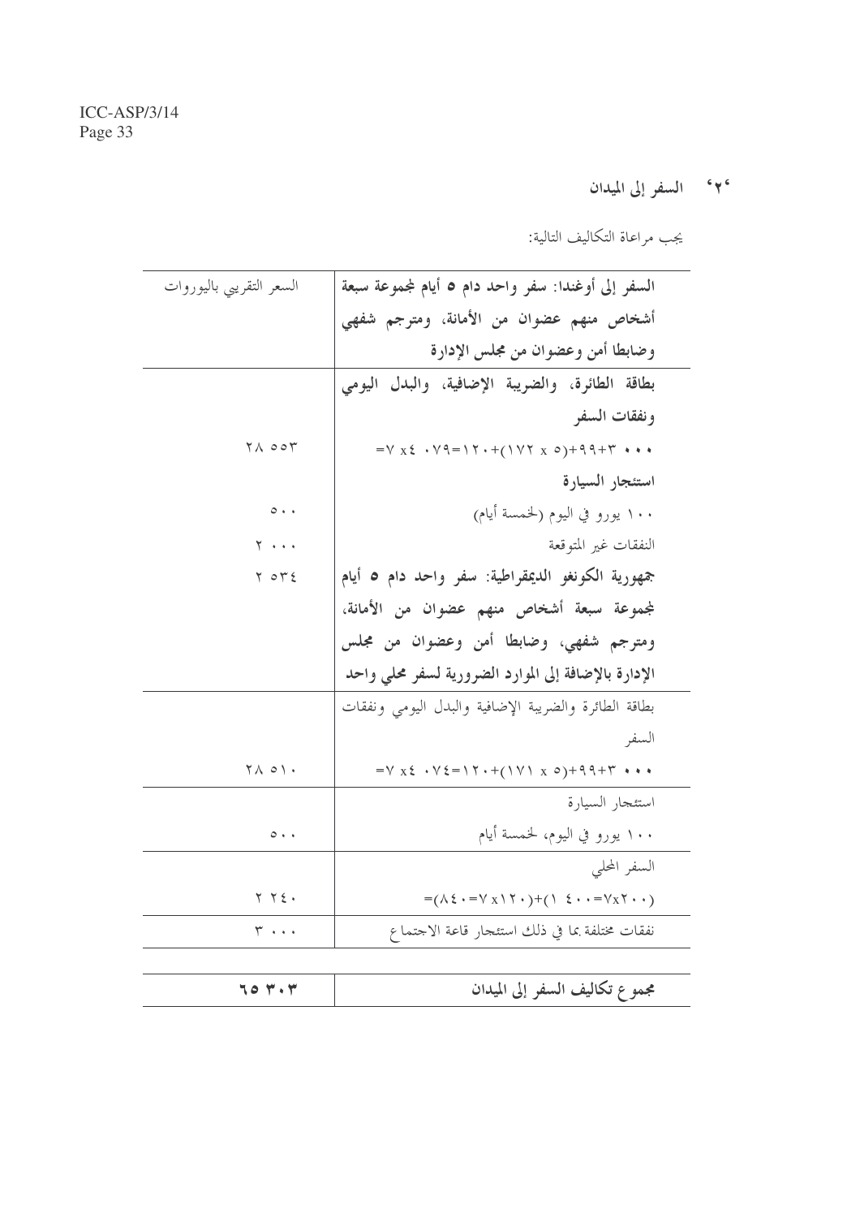### '٢' السفر إلى الميدان

يجب مراعاة التكاليف التالية:

| **السفر إلى أوغندا: سفر واحد دام ٥ أيام لمجموعة سبعة أشخاص منهم عضوان من الأمانة، ومترجم شفهي وضابطا أمن وعضوان من مجلس الإدارة** | السعر التقريبي باليوروات |
|---|---|
| **بطاقة الطائرة، والضريبة الإضافية، والبدل اليومي ونفقات السفر** | |
| ٣ ٠٠٠+٩٩+(١٧٢ x ٥)+١٢٠=٤ ٠٧٩ x ٧= | ٢٨ ٥٥٣ |
| **استئجار السيارة** | |
| ١٠٠ يورو في اليوم (لخمسة أيام) | ٥٠٠ |
| النفقات غير المتوقعة | ٢ ٠٠٠ |
| **جمهورية الكونغو الديمقراطية: سفر واحد دام ٥ أيام لمجموعة سبعة أشخاص منهم عضوان من الأمانة، ومترجم شفهي، وضابطا أمن وعضوان من مجلس الإدارة بالإضافة إلى الموارد الضرورية لسفر محلي واحد** | ٢ ٥٣٤ |
| بطاقة الطائرة والضريبة الإضافية والبدل اليومي ونفقات السفر | |
| ٣ ٠٠٠+٩٩+(١٧١ x ٥)+١٢٠=٤ ٠٧٤ x ٧= | ٢٨ ٥١٠ |
| استئجار السيارة | |
| ١٠٠ يورو في اليوم، لخمسة أيام | ٥٠٠ |
| السفر المحلي | |
| (٢٠٠x٧=١ ٤٠٠)+(١٢٠x٧=٨٤٠)= | ٢ ٢٤٠ |
| نفقات مختلفة بما في ذلك استئجار قاعة الاجتماع | ٣ ٠٠٠ |
| **مجموع تكاليف السفر إلى الميدان** | **٦٥ ٣٠٣** |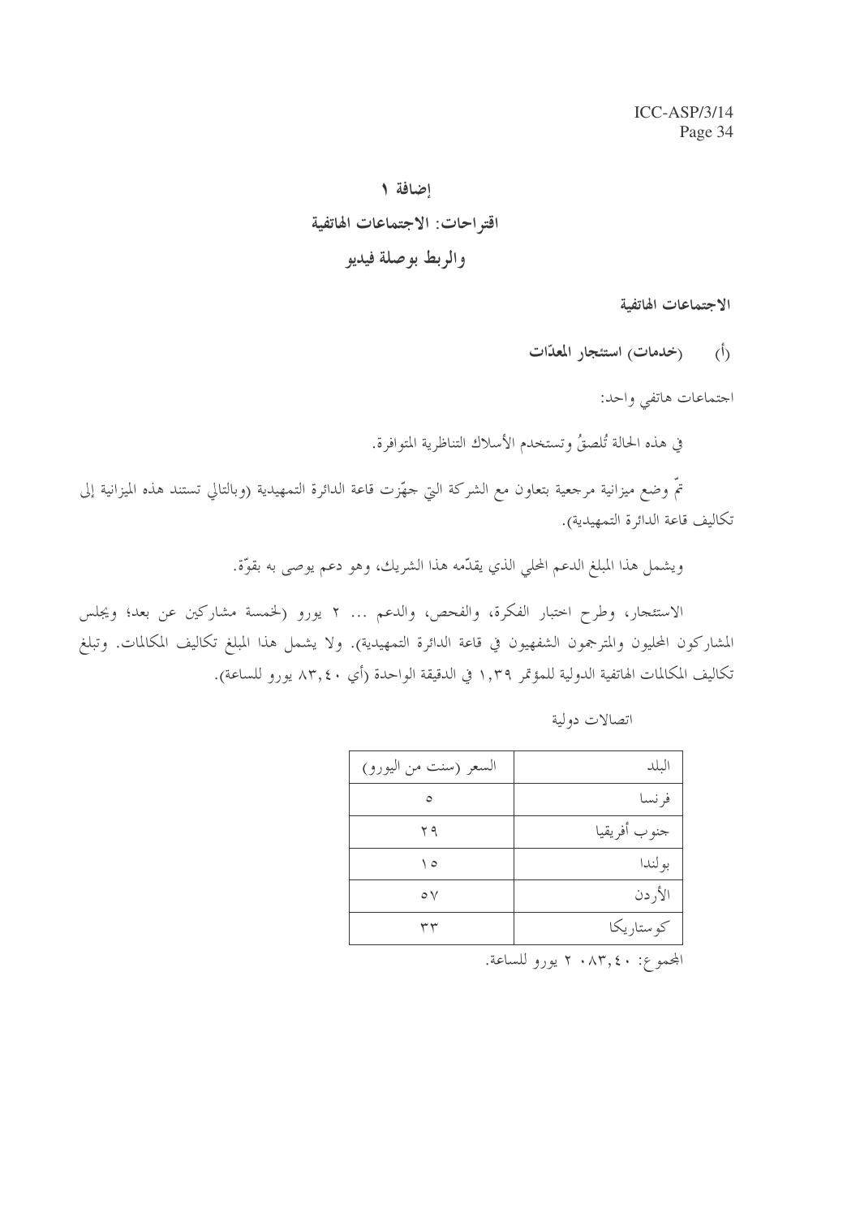# إضافة ١

# اقتراحات: الاجتماعات الهاتفية والربط بوصلة فيديو

## الاجتماعات الهاتفية

### (أ) (خدمات) استئجار المعدّات

اجتماعات هاتفي واحد:

في هذه الحالة تُلصقُ وتستخدم الأسلاك التناظرية المتوافرة.

تمّ وضع ميزانية مرجعية بتعاون مع الشركة التي جهّزت قاعة الدائرة التمهيدية (وبالتالي تستند هذه الميزانية إلى تكاليف قاعة الدائرة التمهيدية).

ويشمل هذا المبلغ الدعم المحلي الذي يقدّمه هذا الشريك، وهو دعم يوصى به بقوّة.

الاستئجار، وطرح اختبار الفكرة، والفحص، والدعم ... ٢ يورو (لخمسة مشاركين عن بعد؛ ويجلس المشاركون المحليون والمترجمون الشفهيون في قاعة الدائرة التمهيدية). ولا يشمل هذا المبلغ تكاليف المكالمات. وتبلغ تكاليف المكالمات الهاتفية الدولية للمؤتمر ١,٣٩ في الدقيقة الواحدة (أي ٨٣,٤٠ يورو للساعة).

اتصالات دولية

| البلد | السعر (سنت من اليورو) |
|---|---|
| فرنسا | ٥ |
| جنوب أفريقيا | ٢٩ |
| بولندا | ١٥ |
| الأردن | ٥٧ |
| كوستاريكا | ٣٣ |

المجموع: ٢ ٠٨٣,٤٠ يورو للساعة.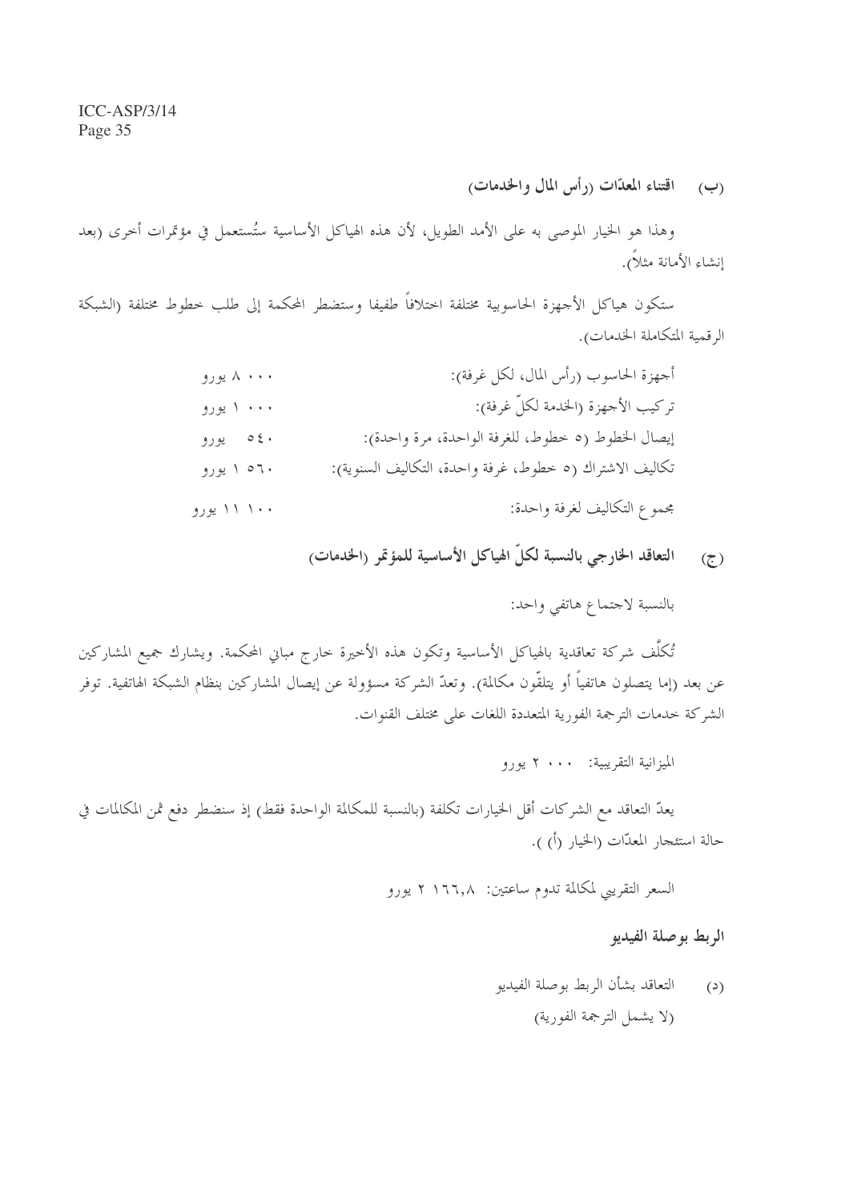(ب) **اقتناء المعدّات (رأس المال والخدمات)**

وهذا هو الخيار الموصى به على الأمد الطويل، لأن هذه الهياكل الأساسية ستُستعمل في مؤتمرات أخرى (بعد إنشاء الأمانة مثلاً).

ستكون هياكل الأجهزة الحاسوبية مختلفة اختلافاً طفيفا وستضطر المحكمة إلى طلب خطوط مختلفة (الشبكة الرقمية المتكاملة الخدمات).

| | |
|---|---|
| أجهزة الحاسوب (رأس المال، لكل غرفة): | ٨ ٠٠٠ يورو |
| تركيب الأجهزة (الخدمة لكلّ غرفة): | ١ ٠٠٠ يورو |
| إيصال الخطوط (٥ خطوط، للغرفة الواحدة، مرة واحدة): | ٥٤٠ يورو |
| تكاليف الاشتراك (٥ خطوط، غرفة واحدة، التكاليف السنوية): | ١ ٥٦٠ يورو |
| مجموع التكاليف لغرفة واحدة: | ١١ ١٠٠ يورو |

(ج) **التعاقد الخارجي بالنسبة لكلّ الهياكل الأساسية للمؤتمر (الخدمات)**

بالنسبة لاجتماع هاتفي واحد:

تُكلَّف شركة تعاقدية بالهياكل الأساسية وتكون هذه الأخيرة خارج مباني المحكمة. ويشارك جميع المشاركين عن بعد (إما يتصلون هاتفياً أو يتلقّون مكالمة). وتعدّ الشركة مسؤولة عن إيصال المشاركين بنظام الشبكة الهاتفية. توفر الشركة خدمات الترجمة الفورية المتعددة اللغات على مختلف القنوات.

الميزانية التقريبية: ٢ ٠٠٠ يورو

يعدّ التعاقد مع الشركات أقل الخيارات تكلفة (بالنسبة للمكالمة الواحدة فقط) إذ سنضطر دفع ثمن المكالمات في حالة استئجار المعدّات (الخيار (أ) ).

السعر التقريبي لمكالمة تدوم ساعتين: ٢ ١٦٦,٨ يورو

**الربط بوصلة الفيديو**

(د) التعاقد بشأن الربط بوصلة الفيديو
(لا يشمل الترجمة الفورية)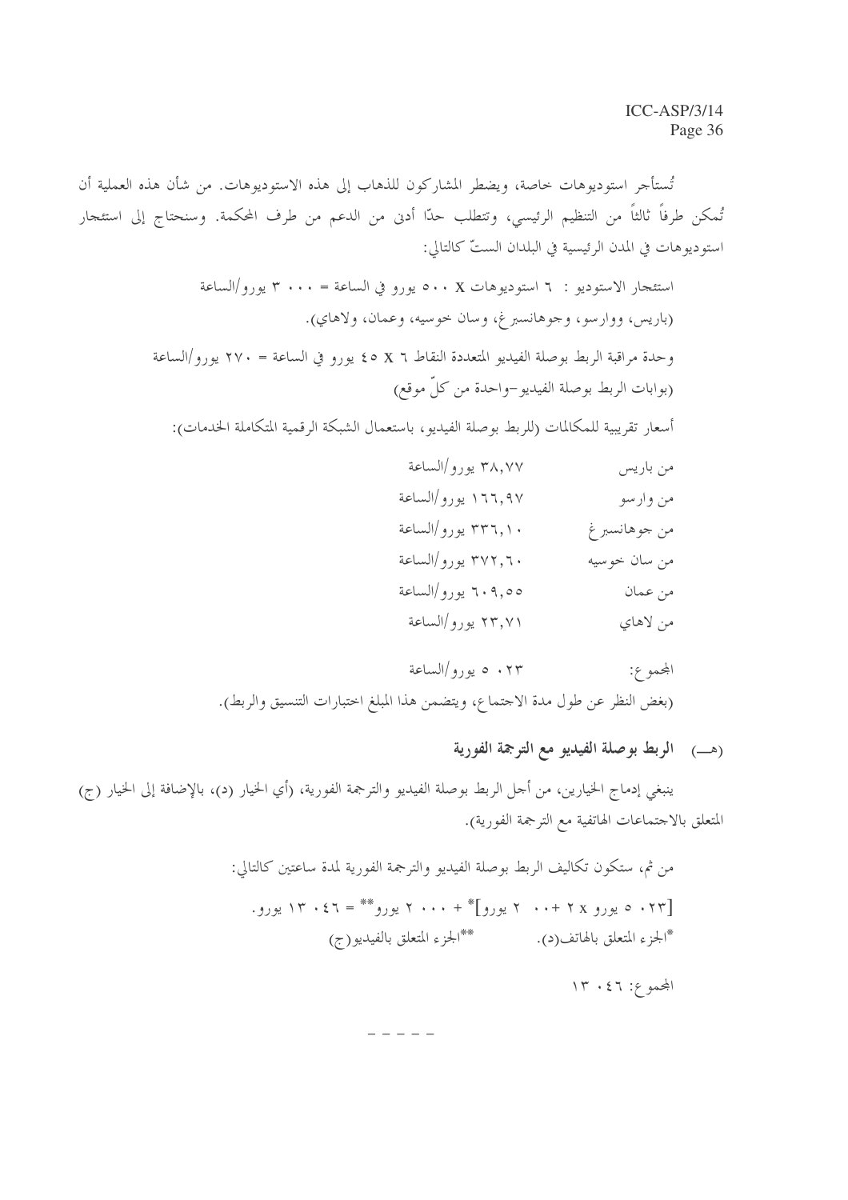تُستأجر استوديوهات خاصة، ويضطر المشاركون للذهاب إلى هذه الاستوديوهات. من شأن هذه العملية أن تُمكن طرفاً ثالثاً من التنظيم الرئيسي، وتتطلب حدّا أدنى من الدعم من طرف المحكمة. وسنحتاج إلى استئجار استوديوهات في المدن الرئيسية في البلدان الستّ كالتالي:

استئجار الاستوديو : ٦ استوديوهات X ٥٠٠ يورو في الساعة = ٣ ٠٠٠ يورو/الساعة
(باريس، ووارسو، وجوهانسبرغ، وسان خوسيه، وعمان، ولاهاي).

وحدة مراقبة الربط بوصلة الفيديو المتعددة النقاط ٦ X ٤٥ يورو في الساعة = ٢٧٠ يورو/الساعة
(بوابات الربط بوصلة الفيديو–واحدة من كلّ موقع)

أسعار تقريبية للمكالمات (للربط بوصلة الفيديو، باستعمال الشبكة الرقمية المتكاملة الخدمات):

| | |
|---|---|
| من باريس | ٣٨,٧٧ يورو/الساعة |
| من وارسو | ١٦٦,٩٧ يورو/الساعة |
| من جوهانسبرغ | ٣٣٦,١٠ يورو/الساعة |
| من سان خوسيه | ٣٧٢,٦٠ يورو/الساعة |
| من عمان | ٦٠٩,٥٥ يورو/الساعة |
| من لاهاي | ٢٣,٧١ يورو/الساعة |

المجموع: ٥ ٠٢٣ يورو/الساعة
(بغض النظر عن طول مدة الاجتماع، ويتضمن هذا المبلغ اختبارات التنسيق والربط).

(هـ) **الربط بوصلة الفيديو مع الترجمة الفورية**

ينبغي إدماج الخيارين، من أجل الربط بوصلة الفيديو والترجمة الفورية، (أي الخيار (د)، بالإضافة إلى الخيار (ج) المتعلق بالاجتماعات الهاتفية مع الترجمة الفورية).

من ثم، ستكون تكاليف الربط بوصلة الفيديو والترجمة الفورية لمدة ساعتين كالتالي:

[٥ ٠٢٣ يورو x ٢ + ٠٠ ٢ يورو]* + ٢ ٠٠٠ يورو** = ١٣ ٠٤٦ يورو.

*الجزء المتعلق بالهاتف(د). **الجزء المتعلق بالفيديو(ج)

المجموع: ١٣ ٠٤٦

- - - - -